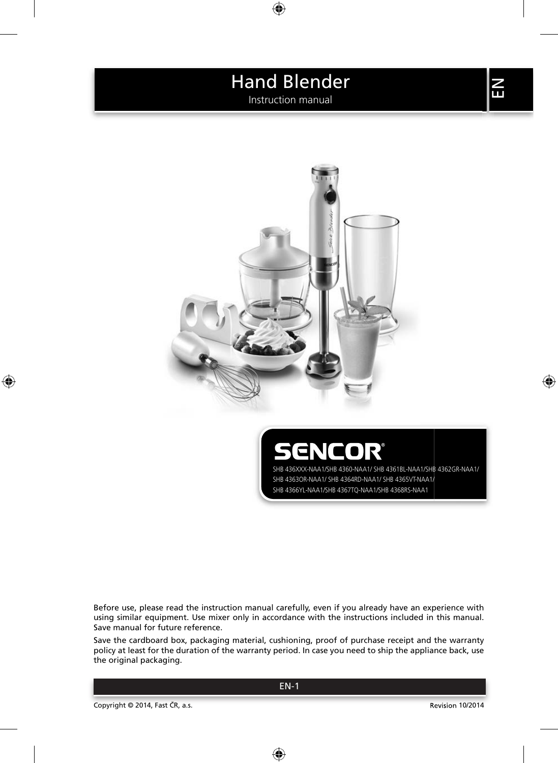# Hand Blender

Instruction manual

EN

SENCOR®

SHB 436XXX-NAA1/SHB 4360-NAA1/ SHB 4361BL-NAA1/SHB 4362GR-NAA1/ SHB 4363OR-NAA1/ SHB 4364RD-NAA1/ SHB 4365VT-NAA1/ SHB 4366YL-NAA1/SHB 4367TQ-NAA1/SHB 4368RS-NAA1

Before use, please read the instruction manual carefully, even if you already have an experience with using similar equipment. Use mixer only in accordance with the instructions included in this manual. Save manual for future reference.

Save the cardboard box, packaging material, cushioning, proof of purchase receipt and the warranty policy at least for the duration of the warranty period. In case you need to ship the appliance back, use the original packaging.

Copyright © 2014, Fast ČR, a.s.

Revision 10/2014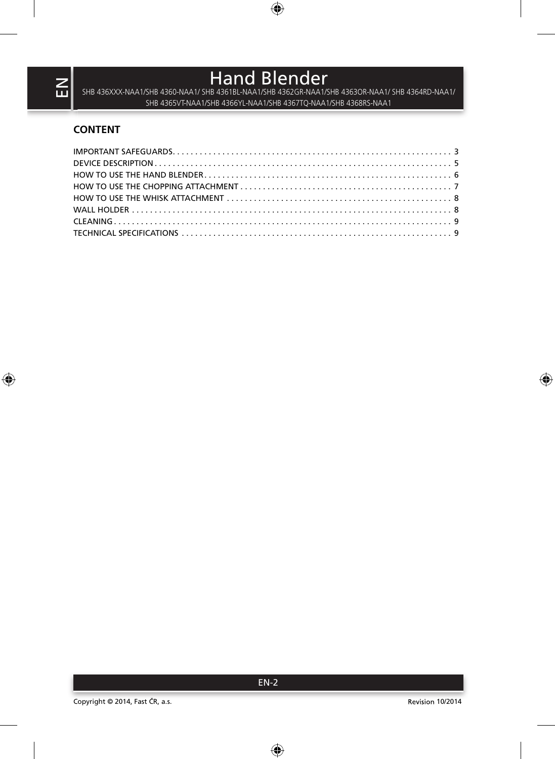# Hand Blender

SHB 436XXX-NAA1/SHB 4360-NAA1/ SHB 4361BL-NAA1/SHB 4362GR-NAA1/SHB 4363OR-NAA1/ SHB 4364RD-NAA1/ SHB 4365VT-NAA1/SHB 4366YL-NAA1/SHB 4367TQ-NAA1/SHB 4368RS-NAA1

## CONTENT

IMPORTANT SAFEGUARDS. . . . . . . . . . . . . . . . . . . . . . . . . . . . . . . . . . . . . . . . . . . . . . . . . . . . . . . . . . . . . 3
DEVICE DESCRIPTION . . . . . . . . . . . . . . . . . . . . . . . . . . . . . . . . . . . . . . . . . . . . . . . . . . . . . . . . . . . . . . . . . 5
HOW TO USE THE HAND BLENDER . . . . . . . . . . . . . . . . . . . . . . . . . . . . . . . . . . . . . . . . . . . . . . . . . . . . . . 6
HOW TO USE THE CHOPPING ATTACHMENT . . . . . . . . . . . . . . . . . . . . . . . . . . . . . . . . . . . . . . . . . . . . . . 7
HOW TO USE THE WHISK ATTACHMENT . . . . . . . . . . . . . . . . . . . . . . . . . . . . . . . . . . . . . . . . . . . . . . . . . 8
WALL HOLDER . . . . . . . . . . . . . . . . . . . . . . . . . . . . . . . . . . . . . . . . . . . . . . . . . . . . . . . . . . . . . . . . . . . . . . . 8
CLEANING . . . . . . . . . . . . . . . . . . . . . . . . . . . . . . . . . . . . . . . . . . . . . . . . . . . . . . . . . . . . . . . . . . . . . . . . . . 9
TECHNICAL SPECIFICATIONS . . . . . . . . . . . . . . . . . . . . . . . . . . . . . . . . . . . . . . . . . . . . . . . . . . . . . . . . . . . 9

Copyright © 2014, Fast ČR, a.s. Revision 10/2014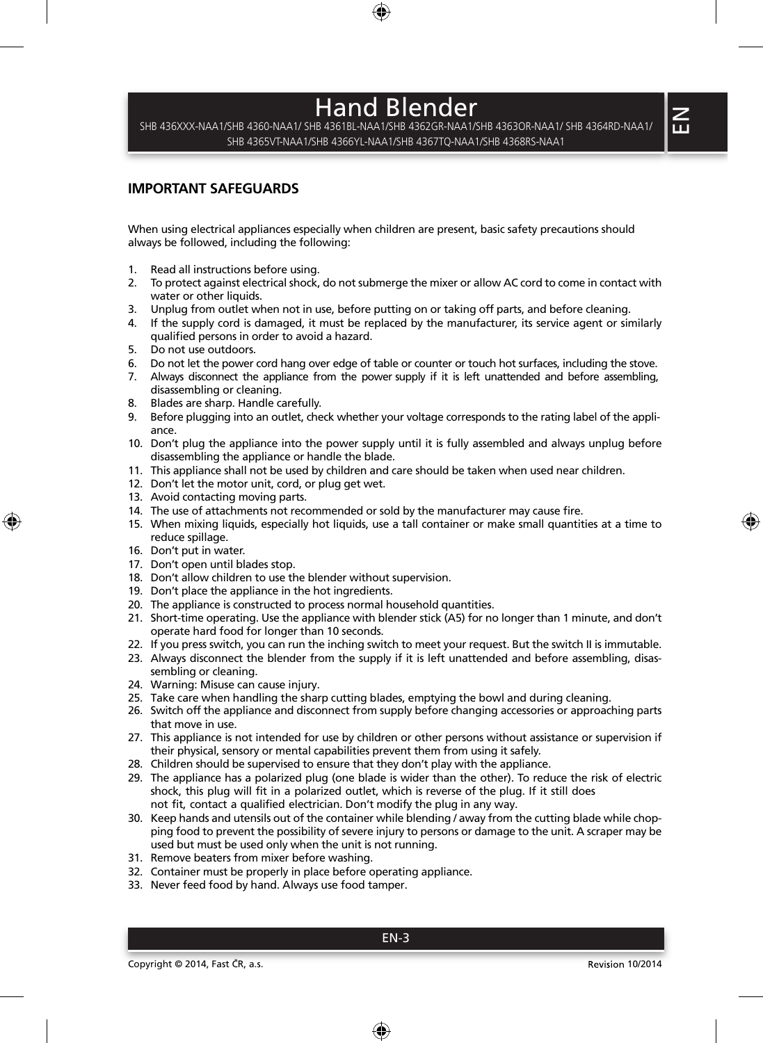# Hand Blender

SHB 436XXX-NAA1/SHB 4360-NAA1/ SHB 4361BL-NAA1/SHB 4362GR-NAA1/SHB 4363OR-NAA1/ SHB 4364RD-NAA1/ SHB 4365VT-NAA1/SHB 4366YL-NAA1/SHB 4367TQ-NAA1/SHB 4368RS-NAA1

## IMPORTANT SAFEGUARDS

When using electrical appliances especially when children are present, basic safety precautions should always be followed, including the following:

1. Read all instructions before using.
2. To protect against electrical shock, do not submerge the mixer or allow AC cord to come in contact with water or other liquids.
3. Unplug from outlet when not in use, before putting on or taking off parts, and before cleaning.
4. If the supply cord is damaged, it must be replaced by the manufacturer, its service agent or similarly qualified persons in order to avoid a hazard.
5. Do not use outdoors.
6. Do not let the power cord hang over edge of table or counter or touch hot surfaces, including the stove.
7. Always disconnect the appliance from the power supply if it is left unattended and before assembling, disassembling or cleaning.
8. Blades are sharp. Handle carefully.
9. Before plugging into an outlet, check whether your voltage corresponds to the rating label of the appliance.
10. Don't plug the appliance into the power supply until it is fully assembled and always unplug before disassembling the appliance or handle the blade.
11. This appliance shall not be used by children and care should be taken when used near children.
12. Don't let the motor unit, cord, or plug get wet.
13. Avoid contacting moving parts.
14. The use of attachments not recommended or sold by the manufacturer may cause fire.
15. When mixing liquids, especially hot liquids, use a tall container or make small quantities at a time to reduce spillage.
16. Don't put in water.
17. Don't open until blades stop.
18. Don't allow children to use the blender without supervision.
19. Don't place the appliance in the hot ingredients.
20. The appliance is constructed to process normal household quantities.
21. Short-time operating. Use the appliance with blender stick (A5) for no longer than 1 minute, and don't operate hard food for longer than 10 seconds.
22. If you press switch, you can run the inching switch to meet your request. But the switch II is immutable.
23. Always disconnect the blender from the supply if it is left unattended and before assembling, disassembling or cleaning.
24. Warning: Misuse can cause injury.
25. Take care when handling the sharp cutting blades, emptying the bowl and during cleaning.
26. Switch off the appliance and disconnect from supply before changing accessories or approaching parts that move in use.
27. This appliance is not intended for use by children or other persons without assistance or supervision if their physical, sensory or mental capabilities prevent them from using it safely.
28. Children should be supervised to ensure that they don't play with the appliance.
29. The appliance has a polarized plug (one blade is wider than the other). To reduce the risk of electric shock, this plug will fit in a polarized outlet, which is reverse of the plug. If it still does not fit, contact a qualified electrician. Don't modify the plug in any way.
30. Keep hands and utensils out of the container while blending / away from the cutting blade while chopping food to prevent the possibility of severe injury to persons or damage to the unit. A scraper may be used but must be used only when the unit is not running.
31. Remove beaters from mixer before washing.
32. Container must be properly in place before operating appliance.
33. Never feed food by hand. Always use food tamper.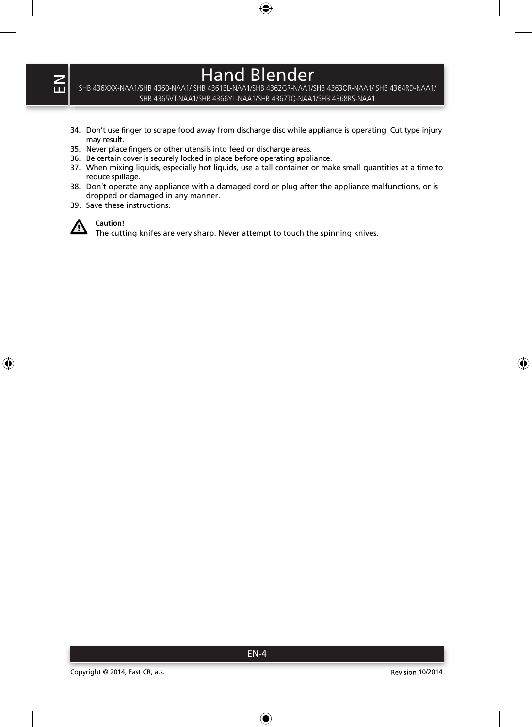34. Don't use finger to scrape food away from discharge disc while appliance is operating. Cut type injury may result.
35. Never place fingers or other utensils into feed or discharge areas.
36. Be certain cover is securely locked in place before operating appliance.
37. When mixing liquids, especially hot liquids, use a tall container or make small quantities at a time to reduce spillage.
38. Don´t operate any appliance with a damaged cord or plug after the appliance malfunctions, or is dropped or damaged in any manner.
39. Save these instructions.

**Caution!**
The cutting knifes are very sharp. Never attempt to touch the spinning knives.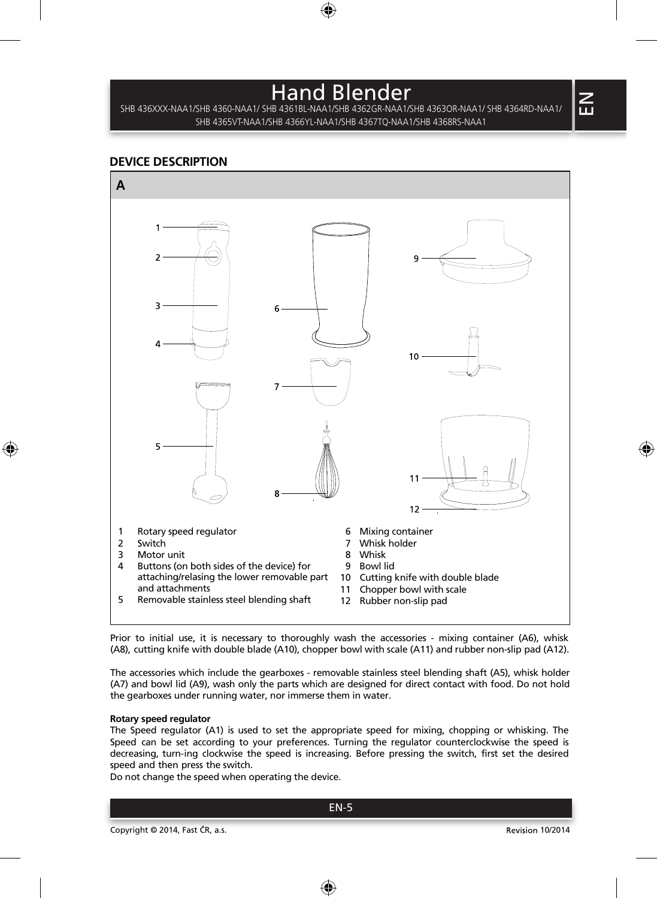# Hand Blender

SHB 436XXX-NAA1/SHB 4360-NAA1/ SHB 4361BL-NAA1/SHB 4362GR-NAA1/SHB 4363OR-NAA1/ SHB 4364RD-NAA1/ SHB 4365VT-NAA1/SHB 4366YL-NAA1/SHB 4367TQ-NAA1/SHB 4368RS-NAA1

## DEVICE DESCRIPTION

**A**

1. Rotary speed regulator
2. Switch
3. Motor unit
4. Buttons (on both sides of the device) for attaching/relasing the lower removable part and attachments
5. Removable stainless steel blending shaft
6. Mixing container
7. Whisk holder
8. Whisk
9. Bowl lid
10. Cutting knife with double blade
11. Chopper bowl with scale
12. Rubber non-slip pad

Prior to initial use, it is necessary to thoroughly wash the accessories - mixing container (A6), whisk (A8), cutting knife with double blade (A10), chopper bowl with scale (A11) and rubber non-slip pad (A12).

The accessories which include the gearboxes - removable stainless steel blending shaft (A5), whisk holder (A7) and bowl lid (A9), wash only the parts which are designed for direct contact with food. Do not hold the gearboxes under running water, nor immerse them in water.

**Rotary speed regulator**

The Speed regulator (A1) is used to set the appropriate speed for mixing, chopping or whisking. The Speed can be set according to your preferences. Turning the regulator counterclockwise the speed is decreasing, turn-ing clockwise the speed is increasing. Before pressing the switch, first set the desired speed and then press the switch.

Do not change the speed when operating the device.

Copyright © 2014, Fast ČR, a.s. Revision 10/2014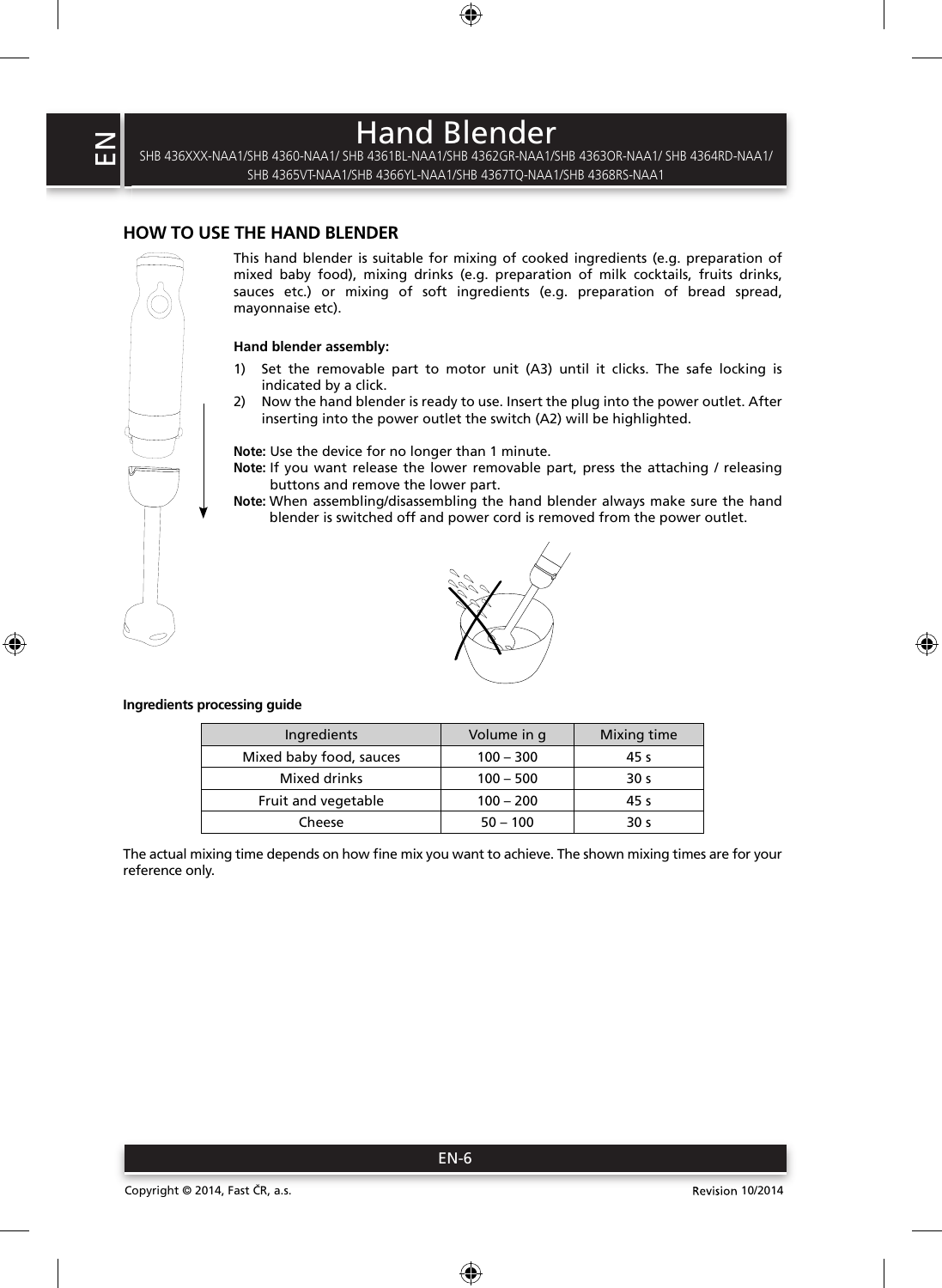# Hand Blender

SHB 436XXX-NAA1/SHB 4360-NAA1/ SHB 4361BL-NAA1/SHB 4362GR-NAA1/SHB 4363OR-NAA1/ SHB 4364RD-NAA1/ SHB 4365VT-NAA1/SHB 4366YL-NAA1/SHB 4367TQ-NAA1/SHB 4368RS-NAA1

## HOW TO USE THE HAND BLENDER

This hand blender is suitable for mixing of cooked ingredients (e.g. preparation of mixed baby food), mixing drinks (e.g. preparation of milk cocktails, fruits drinks, sauces etc.) or mixing of soft ingredients (e.g. preparation of bread spread, mayonnaise etc).

**Hand blender assembly:**

1) Set the removable part to motor unit (A3) until it clicks. The safe locking is indicated by a click.
2) Now the hand blender is ready to use. Insert the plug into the power outlet. After inserting into the power outlet the switch (A2) will be highlighted.

**Note:** Use the device for no longer than 1 minute.

**Note:** If you want release the lower removable part, press the attaching / releasing buttons and remove the lower part.

**Note:** When assembling/disassembling the hand blender always make sure the hand blender is switched off and power cord is removed from the power outlet.

**Ingredients processing guide**

| Ingredients | Volume in g | Mixing time |
|---|---|---|
| Mixed baby food, sauces | 100 – 300 | 45 s |
| Mixed drinks | 100 – 500 | 30 s |
| Fruit and vegetable | 100 – 200 | 45 s |
| Cheese | 50 – 100 | 30 s |

The actual mixing time depends on how fine mix you want to achieve. The shown mixing times are for your reference only.

Copyright © 2014, Fast ČR, a.s. Revision 10/2014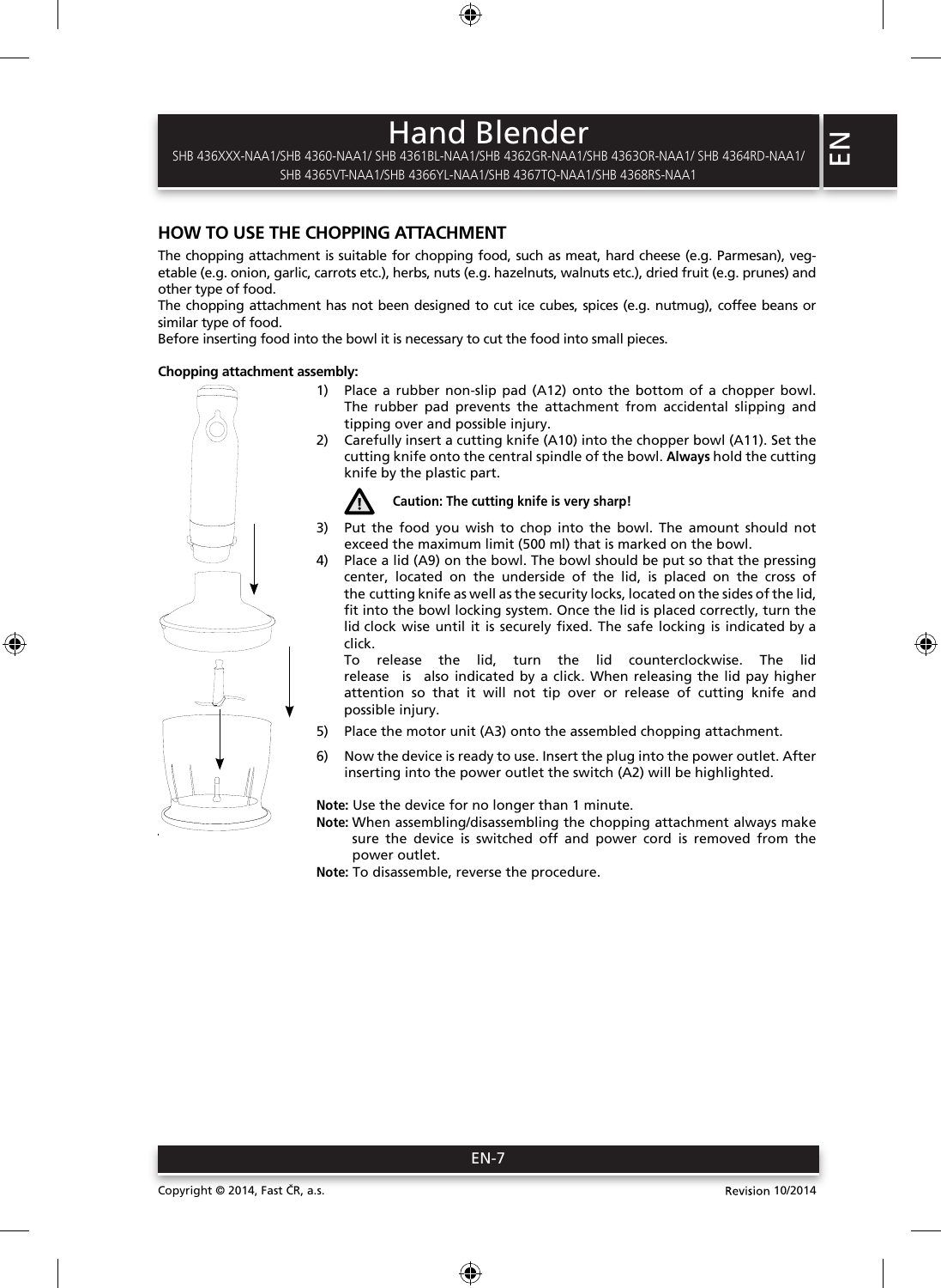# Hand Blender

SHB 436XXX-NAA1/SHB 4360-NAA1/ SHB 4361BL-NAA1/SHB 4362GR-NAA1/SHB 4363OR-NAA1/ SHB 4364RD-NAA1/ SHB 4365VT-NAA1/SHB 4366YL-NAA1/SHB 4367TQ-NAA1/SHB 4368RS-NAA1

## HOW TO USE THE CHOPPING ATTACHMENT

The chopping attachment is suitable for chopping food, such as meat, hard cheese (e.g. Parmesan), vegetable (e.g. onion, garlic, carrots etc.), herbs, nuts (e.g. hazelnuts, walnuts etc.), dried fruit (e.g. prunes) and other type of food.
The chopping attachment has not been designed to cut ice cubes, spices (e.g. nutmug), coffee beans or similar type of food.
Before inserting food into the bowl it is necessary to cut the food into small pieces.

**Chopping attachment assembly:**

1) Place a rubber non-slip pad (A12) onto the bottom of a chopper bowl. The rubber pad prevents the attachment from accidental slipping and tipping over and possible injury.
2) Carefully insert a cutting knife (A10) into the chopper bowl (A11). Set the cutting knife onto the central spindle of the bowl. **Always** hold the cutting knife by the plastic part.

   **Caution: The cutting knife is very sharp!**

3) Put the food you wish to chop into the bowl. The amount should not exceed the maximum limit (500 ml) that is marked on the bowl.
4) Place a lid (A9) on the bowl. The bowl should be put so that the pressing center, located on the underside of the lid, is placed on the cross of the cutting knife as well as the security locks, located on the sides of the lid, fit into the bowl locking system. Once the lid is placed correctly, turn the lid clock wise until it is securely fixed. The safe locking is indicated by a click.
   To release the lid, turn the lid counterclockwise. The lid release is also indicated by a click. When releasing the lid pay higher attention so that it will not tip over or release of cutting knife and possible injury.
5) Place the motor unit (A3) onto the assembled chopping attachment.
6) Now the device is ready to use. Insert the plug into the power outlet. After inserting into the power outlet the switch (A2) will be highlighted.

**Note:** Use the device for no longer than 1 minute.
**Note:** When assembling/disassembling the chopping attachment always make sure the device is switched off and power cord is removed from the power outlet.
**Note:** To disassemble, reverse the procedure.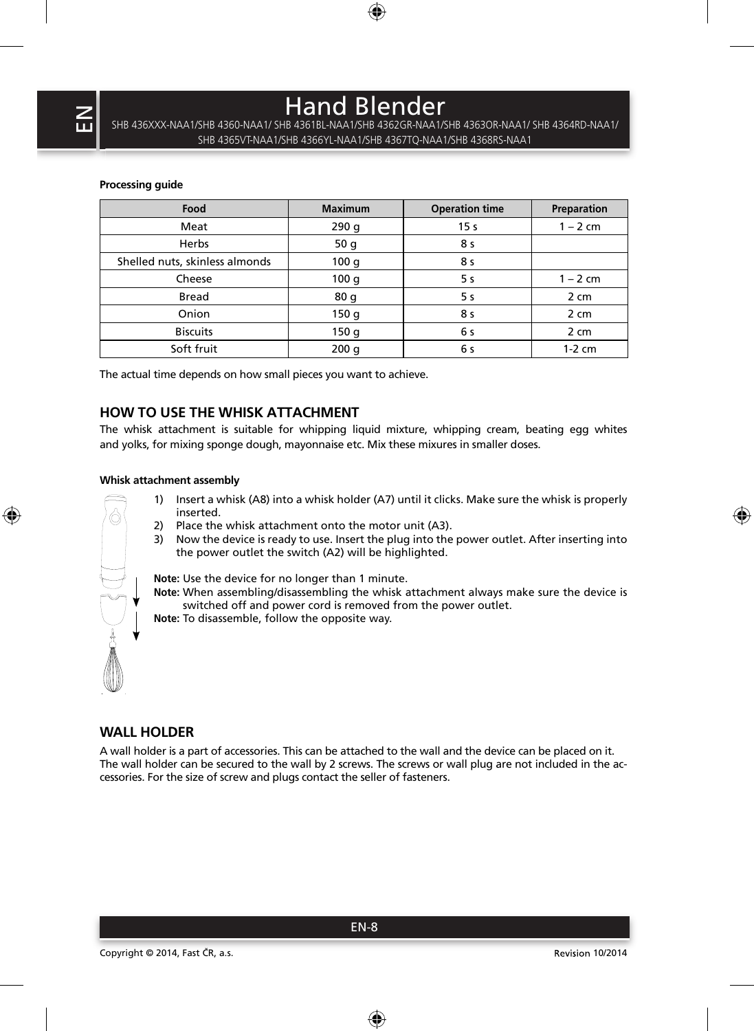**Processing guide**

| Food | Maximum | Operation time | Preparation |
|---|---|---|---|
| Meat | 290 g | 15 s | 1 – 2 cm |
| Herbs | 50 g | 8 s | |
| Shelled nuts, skinless almonds | 100 g | 8 s | |
| Cheese | 100 g | 5 s | 1 – 2 cm |
| Bread | 80 g | 5 s | 2 cm |
| Onion | 150 g | 8 s | 2 cm |
| Biscuits | 150 g | 6 s | 2 cm |
| Soft fruit | 200 g | 6 s | 1-2 cm |

The actual time depends on how small pieces you want to achieve.

## HOW TO USE THE WHISK ATTACHMENT

The whisk attachment is suitable for whipping liquid mixture, whipping cream, beating egg whites and yolks, for mixing sponge dough, mayonnaise etc. Mix these mixures in smaller doses.

**Whisk attachment assembly**

1) Insert a whisk (A8) into a whisk holder (A7) until it clicks. Make sure the whisk is properly inserted.
2) Place the whisk attachment onto the motor unit (A3).
3) Now the device is ready to use. Insert the plug into the power outlet. After inserting into the power outlet the switch (A2) will be highlighted.

**Note:** Use the device for no longer than 1 minute.
**Note:** When assembling/disassembling the whisk attachment always make sure the device is switched off and power cord is removed from the power outlet.
**Note:** To disassemble, follow the opposite way.

## WALL HOLDER

A wall holder is a part of accessories. This can be attached to the wall and the device can be placed on it. The wall holder can be secured to the wall by 2 screws. The screws or wall plug are not included in the accessories. For the size of screw and plugs contact the seller of fasteners.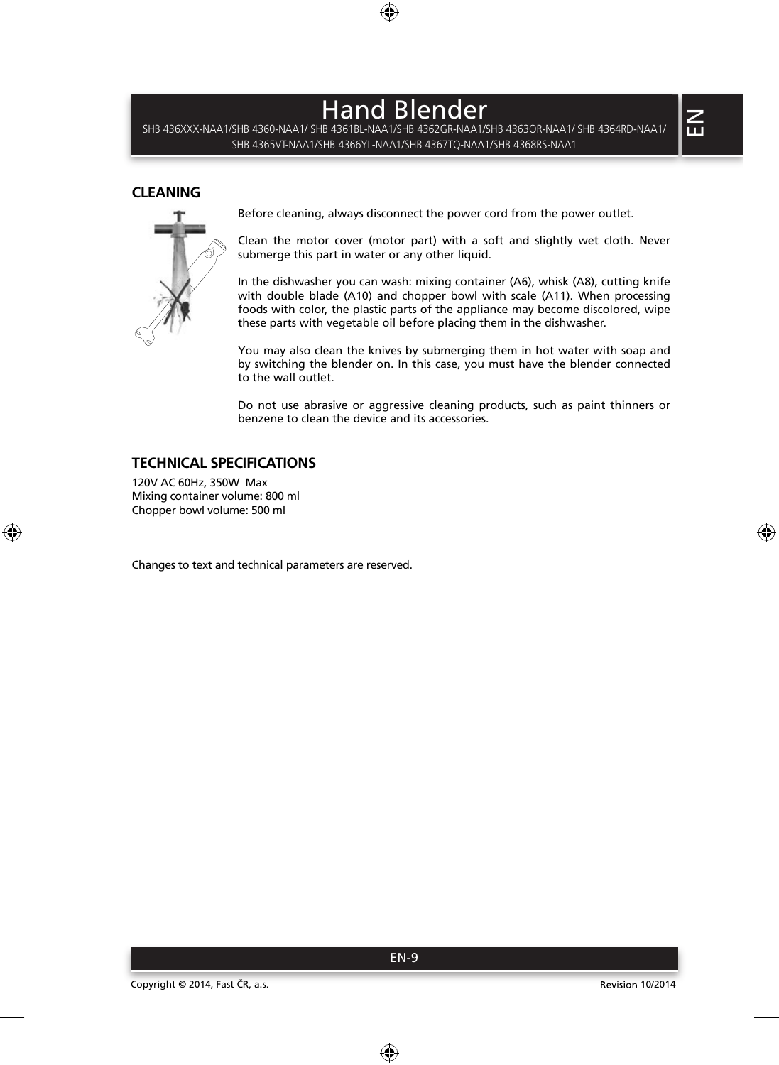# Hand Blender

SHB 436XXX-NAA1/SHB 4360-NAA1/ SHB 4361BL-NAA1/SHB 4362GR-NAA1/SHB 4363OR-NAA1/ SHB 4364RD-NAA1/ SHB 4365VT-NAA1/SHB 4366YL-NAA1/SHB 4367TQ-NAA1/SHB 4368RS-NAA1

## CLEANING

Before cleaning, always disconnect the power cord from the power outlet.

Clean the motor cover (motor part) with a soft and slightly wet cloth. Never submerge this part in water or any other liquid.

In the dishwasher you can wash: mixing container (A6), whisk (A8), cutting knife with double blade (A10) and chopper bowl with scale (A11). When processing foods with color, the plastic parts of the appliance may become discolored, wipe these parts with vegetable oil before placing them in the dishwasher.

You may also clean the knives by submerging them in hot water with soap and by switching the blender on. In this case, you must have the blender connected to the wall outlet.

Do not use abrasive or aggressive cleaning products, such as paint thinners or benzene to clean the device and its accessories.

## TECHNICAL SPECIFICATIONS

120V AC 60Hz, 350W Max
Mixing container volume: 800 ml
Chopper bowl volume: 500 ml

Changes to text and technical parameters are reserved.

Copyright © 2014, Fast ČR, a.s.

Revision 10/2014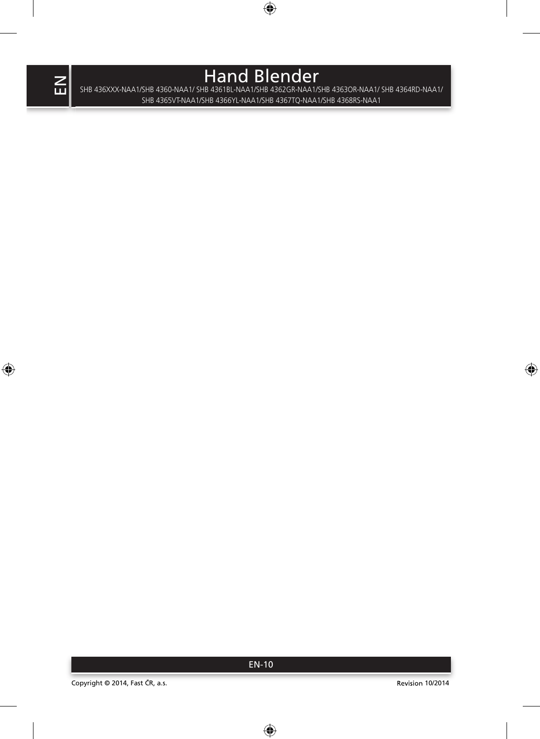# Hand Blender

SHB 436XXX-NAA1/SHB 4360-NAA1/ SHB 4361BL-NAA1/SHB 4362GR-NAA1/SHB 4363OR-NAA1/ SHB 4364RD-NAA1/ SHB 4365VT-NAA1/SHB 4366YL-NAA1/SHB 4367TQ-NAA1/SHB 4368RS-NAA1

Copyright © 2014, Fast ČR, a.s.

Revision 10/2014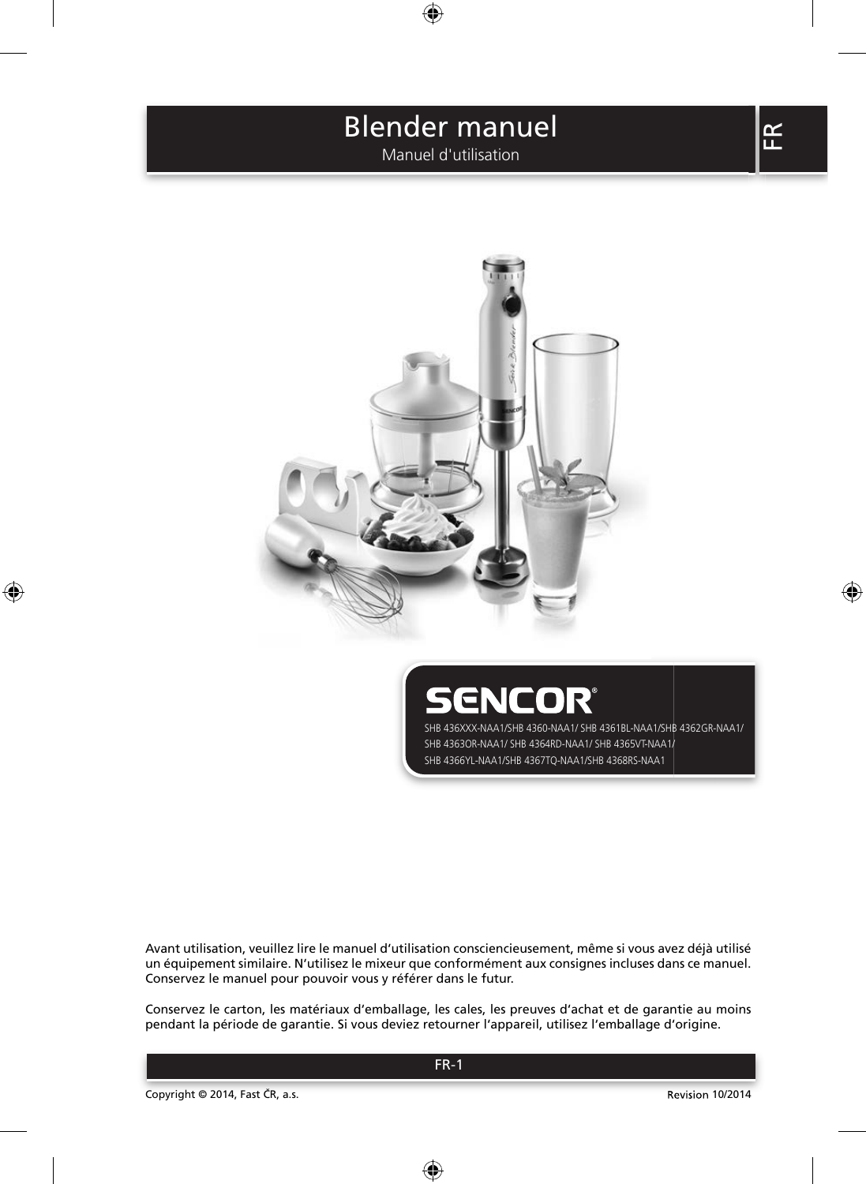# Blender manuel

Manuel d'utilisation

FR

SENCOR®

SHB 436XXX-NAA1/SHB 4360-NAA1/ SHB 4361BL-NAA1/SHB 4362GR-NAA1/
SHB 4363OR-NAA1/ SHB 4364RD-NAA1/ SHB 4365VT-NAA1/
SHB 4366YL-NAA1/SHB 4367TQ-NAA1/SHB 4368RS-NAA1

Avant utilisation, veuillez lire le manuel d'utilisation consciencieusement, même si vous avez déjà utilisé un équipement similaire. N'utilisez le mixeur que conformément aux consignes incluses dans ce manuel. Conservez le manuel pour pouvoir vous y référer dans le futur.

Conservez le carton, les matériaux d'emballage, les cales, les preuves d'achat et de garantie au moins pendant la période de garantie. Si vous deviez retourner l'appareil, utilisez l'emballage d'origine.

Copyright © 2014, Fast ČR, a.s.

Revision 10/2014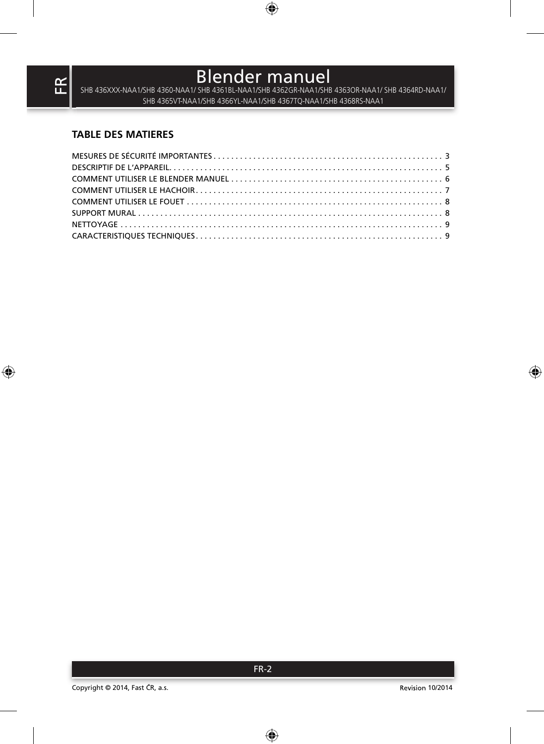# Blender manuel

SHB 436XXX-NAA1/SHB 4360-NAA1/ SHB 4361BL-NAA1/SHB 4362GR-NAA1/SHB 4363OR-NAA1/ SHB 4364RD-NAA1/ SHB 4365VT-NAA1/SHB 4366YL-NAA1/SHB 4367TQ-NAA1/SHB 4368RS-NAA1

## TABLE DES MATIERES

MESURES DE SÉCURITÉ IMPORTANTES . . . . . . . . . . . . . . . . . . . . . . . . . . . . . . . . . . . . . . . . . . . . . . . . . . . 3
DESCRIPTIF DE L'APPAREIL. . . . . . . . . . . . . . . . . . . . . . . . . . . . . . . . . . . . . . . . . . . . . . . . . . . . . . . . . . . . . 5
COMMENT UTILISER LE BLENDER MANUEL . . . . . . . . . . . . . . . . . . . . . . . . . . . . . . . . . . . . . . . . . . . . . . . 6
COMMENT UTILISER LE HACHOIR . . . . . . . . . . . . . . . . . . . . . . . . . . . . . . . . . . . . . . . . . . . . . . . . . . . . . . . 7
COMMENT UTILISER LE FOUET . . . . . . . . . . . . . . . . . . . . . . . . . . . . . . . . . . . . . . . . . . . . . . . . . . . . . . . . . 8
SUPPORT MURAL . . . . . . . . . . . . . . . . . . . . . . . . . . . . . . . . . . . . . . . . . . . . . . . . . . . . . . . . . . . . . . . . . . . . 8
NETTOYAGE . . . . . . . . . . . . . . . . . . . . . . . . . . . . . . . . . . . . . . . . . . . . . . . . . . . . . . . . . . . . . . . . . . . . . . . . 9
CARACTERISTIQUES TECHNIQUES . . . . . . . . . . . . . . . . . . . . . . . . . . . . . . . . . . . . . . . . . . . . . . . . . . . . . . . 9

Copyright © 2014, Fast ČR, a.s.

Revision 10/2014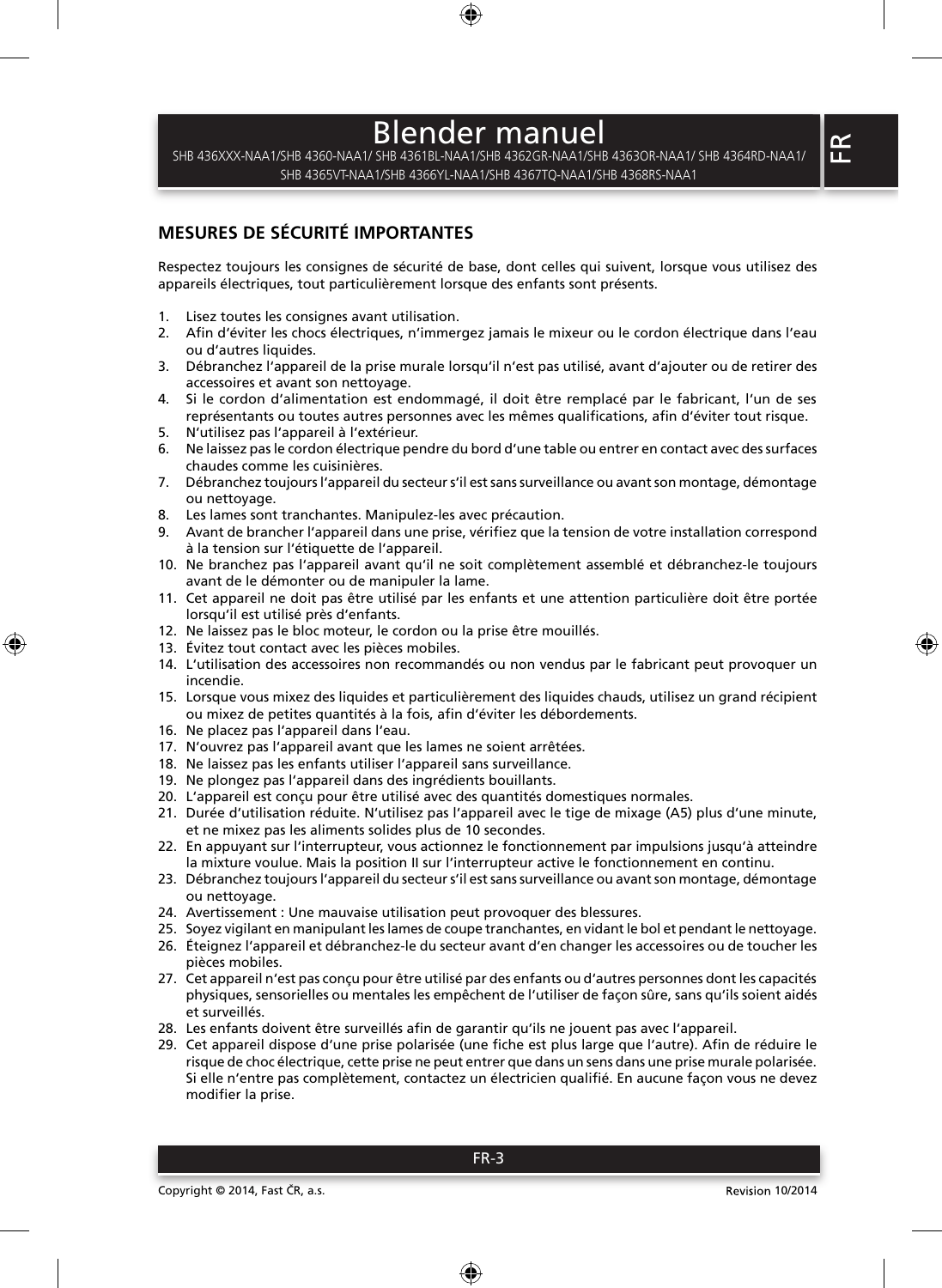# Blender manuel

SHB 436XXX-NAA1/SHB 4360-NAA1/ SHB 4361BL-NAA1/SHB 4362GR-NAA1/SHB 4363OR-NAA1/ SHB 4364RD-NAA1/ SHB 4365VT-NAA1/SHB 4366YL-NAA1/SHB 4367TQ-NAA1/SHB 4368RS-NAA1

## MESURES DE SÉCURITÉ IMPORTANTES

Respectez toujours les consignes de sécurité de base, dont celles qui suivent, lorsque vous utilisez des appareils électriques, tout particulièrement lorsque des enfants sont présents.

1. Lisez toutes les consignes avant utilisation.
2. Afin d'éviter les chocs électriques, n'immergez jamais le mixeur ou le cordon électrique dans l'eau ou d'autres liquides.
3. Débranchez l'appareil de la prise murale lorsqu'il n'est pas utilisé, avant d'ajouter ou de retirer des accessoires et avant son nettoyage.
4. Si le cordon d'alimentation est endommagé, il doit être remplacé par le fabricant, l'un de ses représentants ou toutes autres personnes avec les mêmes qualifications, afin d'éviter tout risque.
5. N'utilisez pas l'appareil à l'extérieur.
6. Ne laissez pas le cordon électrique pendre du bord d'une table ou entrer en contact avec des surfaces chaudes comme les cuisinières.
7. Débranchez toujours l'appareil du secteur s'il est sans surveillance ou avant son montage, démontage ou nettoyage.
8. Les lames sont tranchantes. Manipulez-les avec précaution.
9. Avant de brancher l'appareil dans une prise, vérifiez que la tension de votre installation correspond à la tension sur l'étiquette de l'appareil.
10. Ne branchez pas l'appareil avant qu'il ne soit complètement assemblé et débranchez-le toujours avant de le démonter ou de manipuler la lame.
11. Cet appareil ne doit pas être utilisé par les enfants et une attention particulière doit être portée lorsqu'il est utilisé près d'enfants.
12. Ne laissez pas le bloc moteur, le cordon ou la prise être mouillés.
13. Évitez tout contact avec les pièces mobiles.
14. L'utilisation des accessoires non recommandés ou non vendus par le fabricant peut provoquer un incendie.
15. Lorsque vous mixez des liquides et particulièrement des liquides chauds, utilisez un grand récipient ou mixez de petites quantités à la fois, afin d'éviter les débordements.
16. Ne placez pas l'appareil dans l'eau.
17. N'ouvrez pas l'appareil avant que les lames ne soient arrêtées.
18. Ne laissez pas les enfants utiliser l'appareil sans surveillance.
19. Ne plongez pas l'appareil dans des ingrédients bouillants.
20. L'appareil est conçu pour être utilisé avec des quantités domestiques normales.
21. Durée d'utilisation réduite. N'utilisez pas l'appareil avec le tige de mixage (A5) plus d'une minute, et ne mixez pas les aliments solides plus de 10 secondes.
22. En appuyant sur l'interrupteur, vous actionnez le fonctionnement par impulsions jusqu'à atteindre la mixture voulue. Mais la position II sur l'interrupteur active le fonctionnement en continu.
23. Débranchez toujours l'appareil du secteur s'il est sans surveillance ou avant son montage, démontage ou nettoyage.
24. Avertissement : Une mauvaise utilisation peut provoquer des blessures.
25. Soyez vigilant en manipulant les lames de coupe tranchantes, en vidant le bol et pendant le nettoyage.
26. Éteignez l'appareil et débranchez-le du secteur avant d'en changer les accessoires ou de toucher les pièces mobiles.
27. Cet appareil n'est pas conçu pour être utilisé par des enfants ou d'autres personnes dont les capacités physiques, sensorielles ou mentales les empêchent de l'utiliser de façon sûre, sans qu'ils soient aidés et surveillés.
28. Les enfants doivent être surveillés afin de garantir qu'ils ne jouent pas avec l'appareil.
29. Cet appareil dispose d'une prise polarisée (une fiche est plus large que l'autre). Afin de réduire le risque de choc électrique, cette prise ne peut entrer que dans un sens dans une prise murale polarisée. Si elle n'entre pas complètement, contactez un électricien qualifié. En aucune façon vous ne devez modifier la prise.

Copyright © 2014, Fast ČR, a.s. Revision 10/2014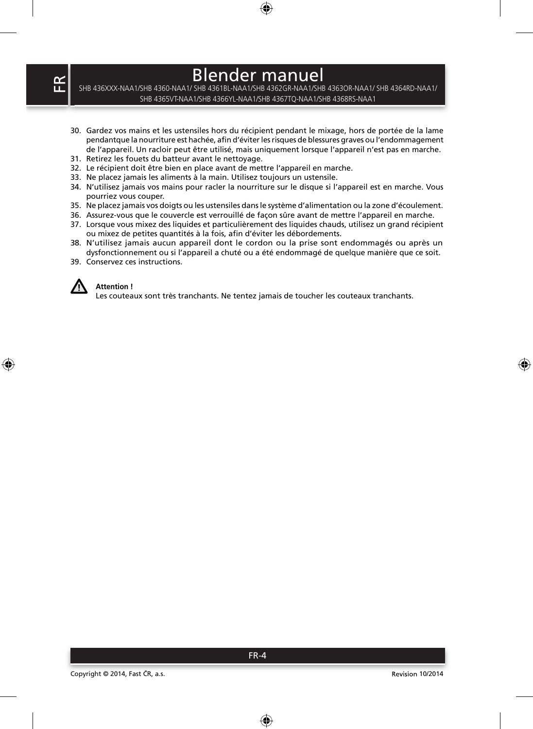# Blender manuel

SHB 436XXX-NAA1/SHB 4360-NAA1/ SHB 4361BL-NAA1/SHB 4362GR-NAA1/SHB 4363OR-NAA1/ SHB 4364RD-NAA1/ SHB 4365VT-NAA1/SHB 4366YL-NAA1/SHB 4367TQ-NAA1/SHB 4368RS-NAA1

30. Gardez vos mains et les ustensiles hors du récipient pendant le mixage, hors de portée de la lame pendantque la nourriture est hachée, afin d'éviter les risques de blessures graves ou l'endommagement de l'appareil. Un racloir peut être utilisé, mais uniquement lorsque l'appareil n'est pas en marche.
31. Retirez les fouets du batteur avant le nettoyage.
32. Le récipient doit être bien en place avant de mettre l'appareil en marche.
33. Ne placez jamais les aliments à la main. Utilisez toujours un ustensile.
34. N'utilisez jamais vos mains pour racler la nourriture sur le disque si l'appareil est en marche. Vous pourriez vous couper.
35. Ne placez jamais vos doigts ou les ustensiles dans le système d'alimentation ou la zone d'écoulement.
36. Assurez-vous que le couvercle est verrouillé de façon sûre avant de mettre l'appareil en marche.
37. Lorsque vous mixez des liquides et particulièrement des liquides chauds, utilisez un grand récipient ou mixez de petites quantités à la fois, afin d'éviter les débordements.
38. N'utilisez jamais aucun appareil dont le cordon ou la prise sont endommagés ou après un dysfonctionnement ou si l'appareil a chuté ou a été endommagé de quelque manière que ce soit.
39. Conservez ces instructions.

**Attention !**
Les couteaux sont très tranchants. Ne tentez jamais de toucher les couteaux tranchants.

Copyright © 2014, Fast ČR, a.s.

Revision 10/2014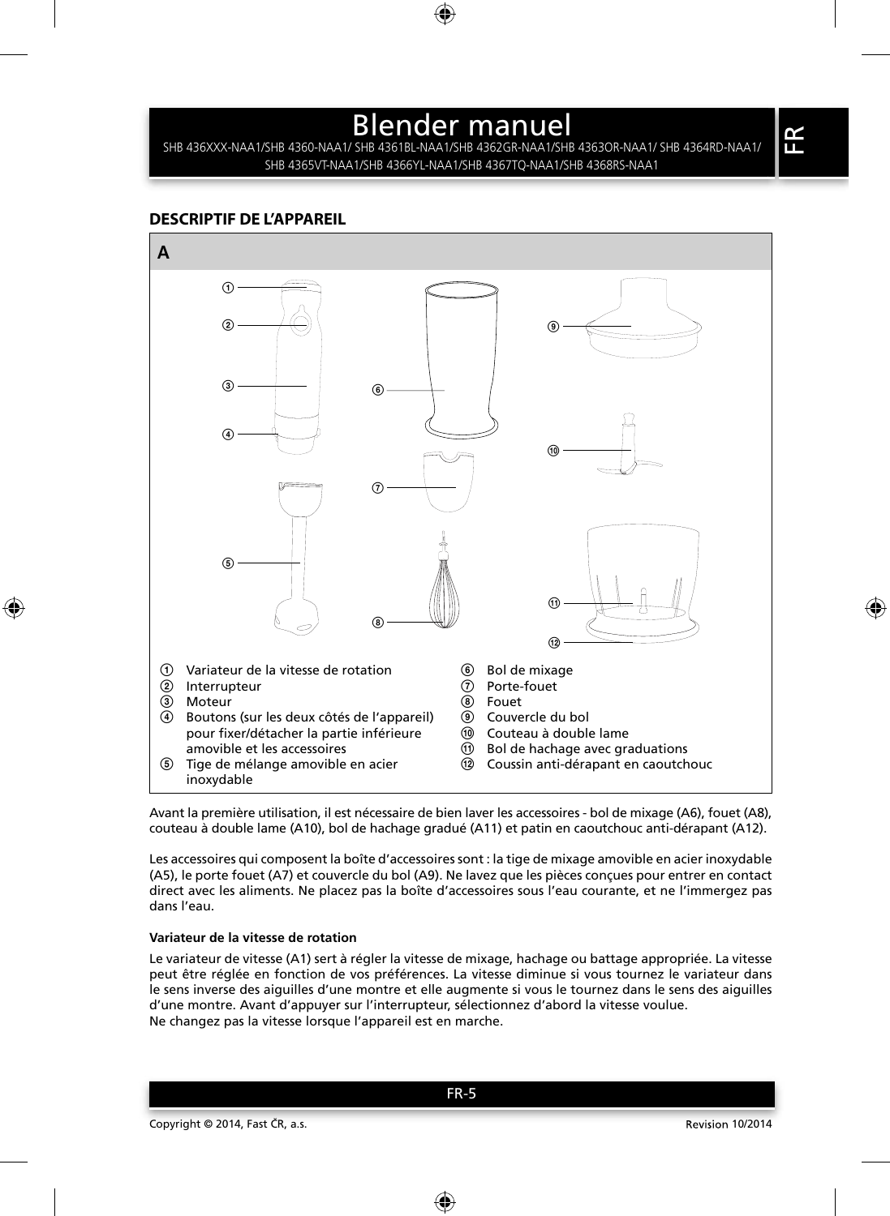# Blender manuel

SHB 436XXX-NAA1/SHB 4360-NAA1/ SHB 4361BL-NAA1/SHB 4362GR-NAA1/SHB 4363OR-NAA1/ SHB 4364RD-NAA1/ SHB 4365VT-NAA1/SHB 4366YL-NAA1/SHB 4367TQ-NAA1/SHB 4368RS-NAA1

## DESCRIPTIF DE L'APPAREIL

**A**

① Variateur de la vitesse de rotation
② Interrupteur
③ Moteur
④ Boutons (sur les deux côtés de l'appareil) pour fixer/détacher la partie inférieure amovible et les accessoires
⑤ Tige de mélange amovible en acier inoxydable
⑥ Bol de mixage
⑦ Porte-fouet
⑧ Fouet
⑨ Couvercle du bol
⑩ Couteau à double lame
⑪ Bol de hachage avec graduations
⑫ Coussin anti-dérapant en caoutchouc

Avant la première utilisation, il est nécessaire de bien laver les accessoires - bol de mixage (A6), fouet (A8), couteau à double lame (A10), bol de hachage gradué (A11) et patin en caoutchouc anti-dérapant (A12).

Les accessoires qui composent la boîte d'accessoires sont : la tige de mixage amovible en acier inoxydable (A5), le porte fouet (A7) et couvercle du bol (A9). Ne lavez que les pièces conçues pour entrer en contact direct avec les aliments. Ne placez pas la boîte d'accessoires sous l'eau courante, et ne l'immergez pas dans l'eau.

#### Variateur de la vitesse de rotation

Le variateur de vitesse (A1) sert à régler la vitesse de mixage, hachage ou battage appropriée. La vitesse peut être réglée en fonction de vos préférences. La vitesse diminue si vous tournez le variateur dans le sens inverse des aiguilles d'une montre et elle augmente si vous le tournez dans le sens des aiguilles d'une montre. Avant d'appuyer sur l'interrupteur, sélectionnez d'abord la vitesse voulue.
Ne changez pas la vitesse lorsque l'appareil est en marche.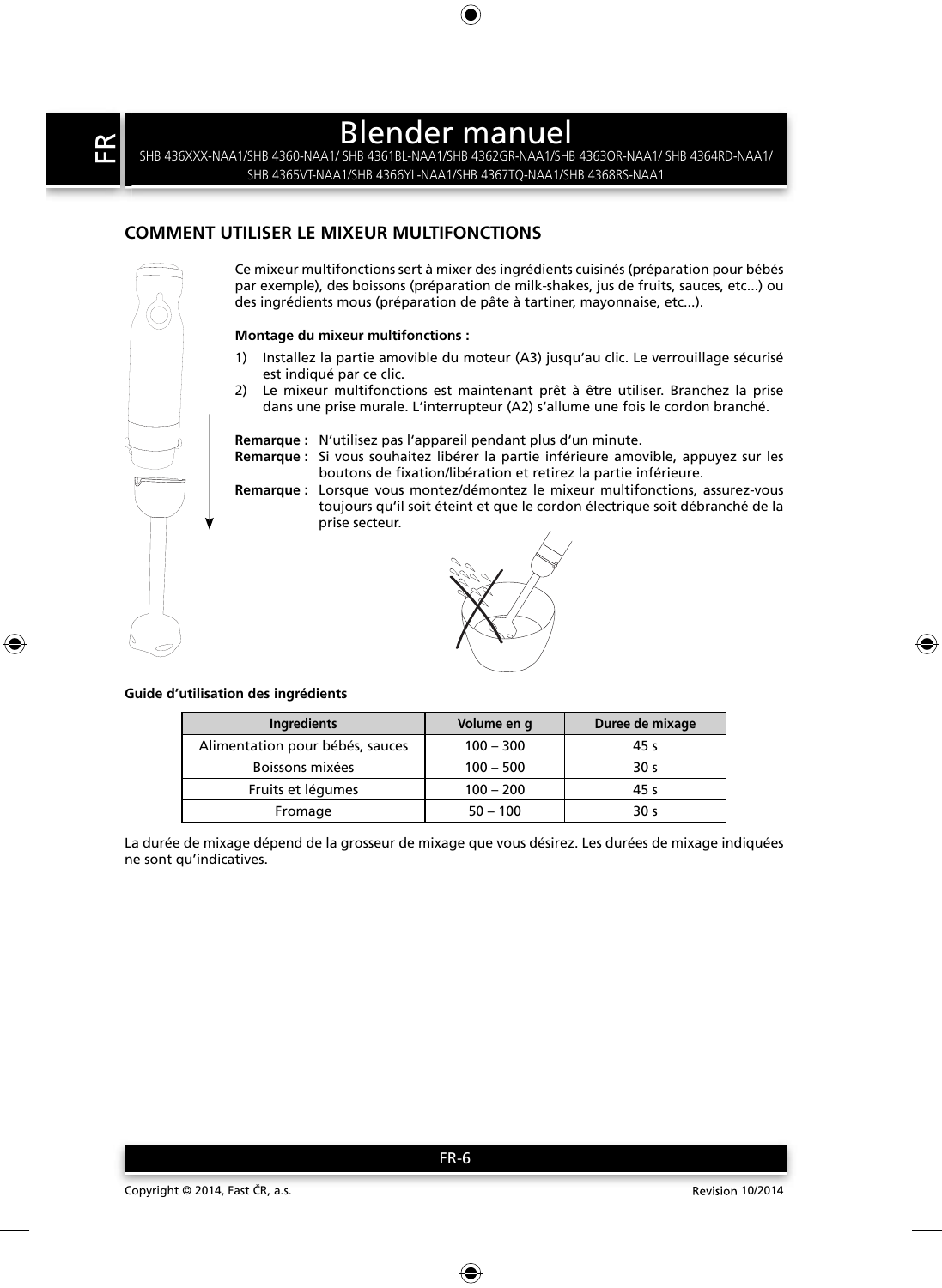# Blender manuel

SHB 436XXX-NAA1/SHB 4360-NAA1/ SHB 4361BL-NAA1/SHB 4362GR-NAA1/SHB 4363OR-NAA1/ SHB 4364RD-NAA1/ SHB 4365VT-NAA1/SHB 4366YL-NAA1/SHB 4367TQ-NAA1/SHB 4368RS-NAA1

## COMMENT UTILISER LE MIXEUR MULTIFONCTIONS

Ce mixeur multifonctions sert à mixer des ingrédients cuisinés (préparation pour bébés par exemple), des boissons (préparation de milk-shakes, jus de fruits, sauces, etc...) ou des ingrédients mous (préparation de pâte à tartiner, mayonnaise, etc...).

**Montage du mixeur multifonctions :**

1) Installez la partie amovible du moteur (A3) jusqu'au clic. Le verrouillage sécurisé est indiqué par ce clic.
2) Le mixeur multifonctions est maintenant prêt à être utiliser. Branchez la prise dans une prise murale. L'interrupteur (A2) s'allume une fois le cordon branché.

**Remarque :** N'utilisez pas l'appareil pendant plus d'un minute.

**Remarque :** Si vous souhaitez libérer la partie inférieure amovible, appuyez sur les boutons de fixation/libération et retirez la partie inférieure.

**Remarque :** Lorsque vous montez/démontez le mixeur multifonctions, assurez-vous toujours qu'il soit éteint et que le cordon électrique soit débranché de la prise secteur.

**Guide d'utilisation des ingrédients**

| Ingredients | Volume en g | Duree de mixage |
|---|---|---|
| Alimentation pour bébés, sauces | 100 – 300 | 45 s |
| Boissons mixées | 100 – 500 | 30 s |
| Fruits et légumes | 100 – 200 | 45 s |
| Fromage | 50 – 100 | 30 s |

La durée de mixage dépend de la grosseur de mixage que vous désirez. Les durées de mixage indiquées ne sont qu'indicatives.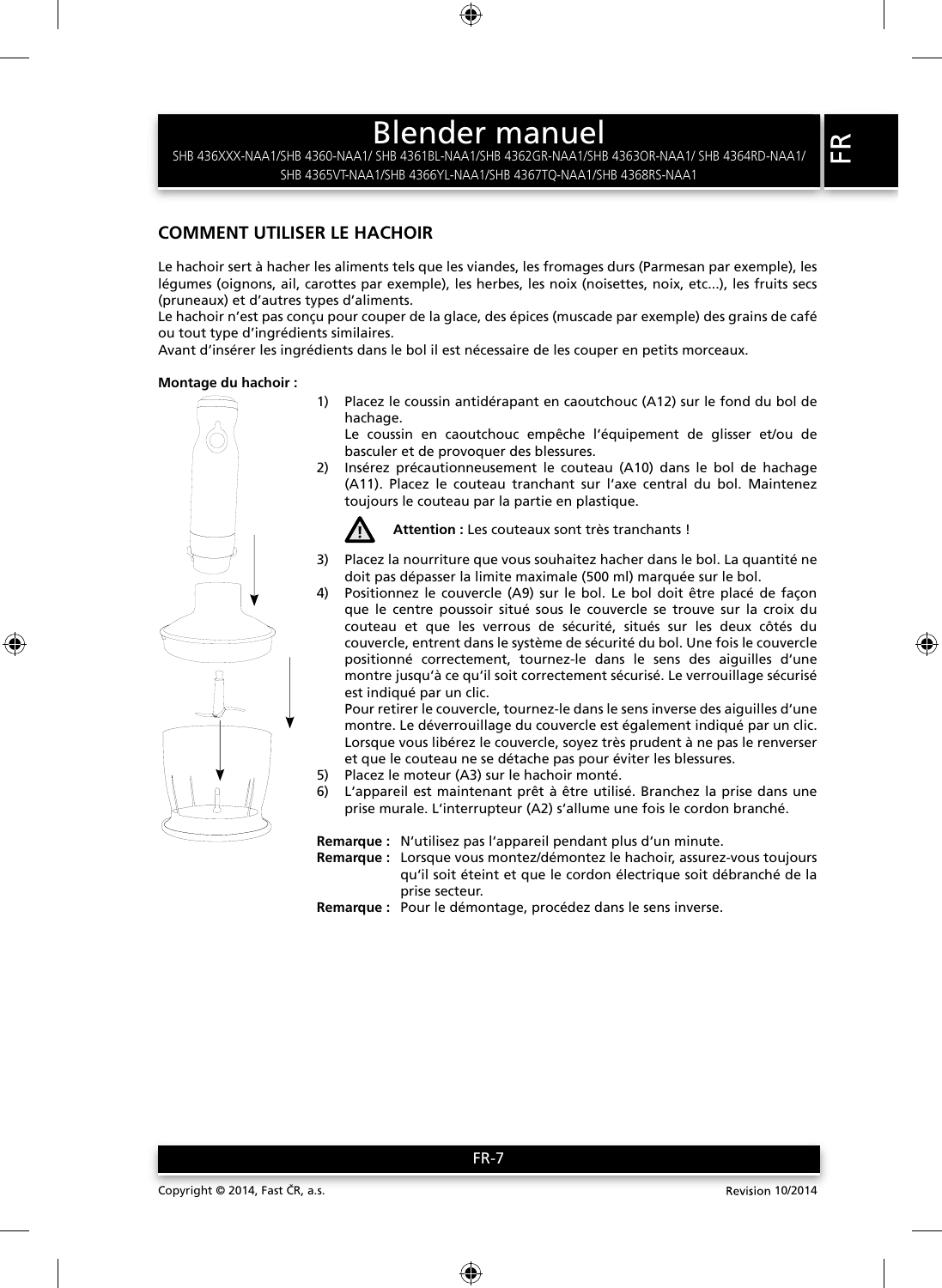# Blender manuel

SHB 436XXX-NAA1/SHB 4360-NAA1/ SHB 4361BL-NAA1/SHB 4362GR-NAA1/SHB 4363OR-NAA1/ SHB 4364RD-NAA1/ SHB 4365VT-NAA1/SHB 4366YL-NAA1/SHB 4367TQ-NAA1/SHB 4368RS-NAA1

## COMMENT UTILISER LE HACHOIR

Le hachoir sert à hacher les aliments tels que les viandes, les fromages durs (Parmesan par exemple), les légumes (oignons, ail, carottes par exemple), les herbes, les noix (noisettes, noix, etc...), les fruits secs (pruneaux) et d'autres types d'aliments.
Le hachoir n'est pas conçu pour couper de la glace, des épices (muscade par exemple) des grains de café ou tout type d'ingrédients similaires.
Avant d'insérer les ingrédients dans le bol il est nécessaire de les couper en petits morceaux.

**Montage du hachoir :**

1) Placez le coussin antidérapant en caoutchouc (A12) sur le fond du bol de hachage.
   Le coussin en caoutchouc empêche l'équipement de glisser et/ou de basculer et de provoquer des blessures.
2) Insérez précautionneusement le couteau (A10) dans le bol de hachage (A11). Placez le couteau tranchant sur l'axe central du bol. Maintenez toujours le couteau par la partie en plastique.

   **Attention :** Les couteaux sont très tranchants !

3) Placez la nourriture que vous souhaitez hacher dans le bol. La quantité ne doit pas dépasser la limite maximale (500 ml) marquée sur le bol.
4) Positionnez le couvercle (A9) sur le bol. Le bol doit être placé de façon que le centre poussoir situé sous le couvercle se trouve sur la croix du couteau et que les verrous de sécurité, situés sur les deux côtés du couvercle, entrent dans le système de sécurité du bol. Une fois le couvercle positionné correctement, tournez-le dans le sens des aiguilles d'une montre jusqu'à ce qu'il soit correctement sécurisé. Le verrouillage sécurisé est indiqué par un clic.
   Pour retirer le couvercle, tournez-le dans le sens inverse des aiguilles d'une montre. Le déverrouillage du couvercle est également indiqué par un clic. Lorsque vous libérez le couvercle, soyez très prudent à ne pas le renverser et que le couteau ne se détache pas pour éviter les blessures.
5) Placez le moteur (A3) sur le hachoir monté.
6) L'appareil est maintenant prêt à être utilisé. Branchez la prise dans une prise murale. L'interrupteur (A2) s'allume une fois le cordon branché.

**Remarque :** N'utilisez pas l'appareil pendant plus d'un minute.
**Remarque :** Lorsque vous montez/démontez le hachoir, assurez-vous toujours qu'il soit éteint et que le cordon électrique soit débranché de la prise secteur.
**Remarque :** Pour le démontage, procédez dans le sens inverse.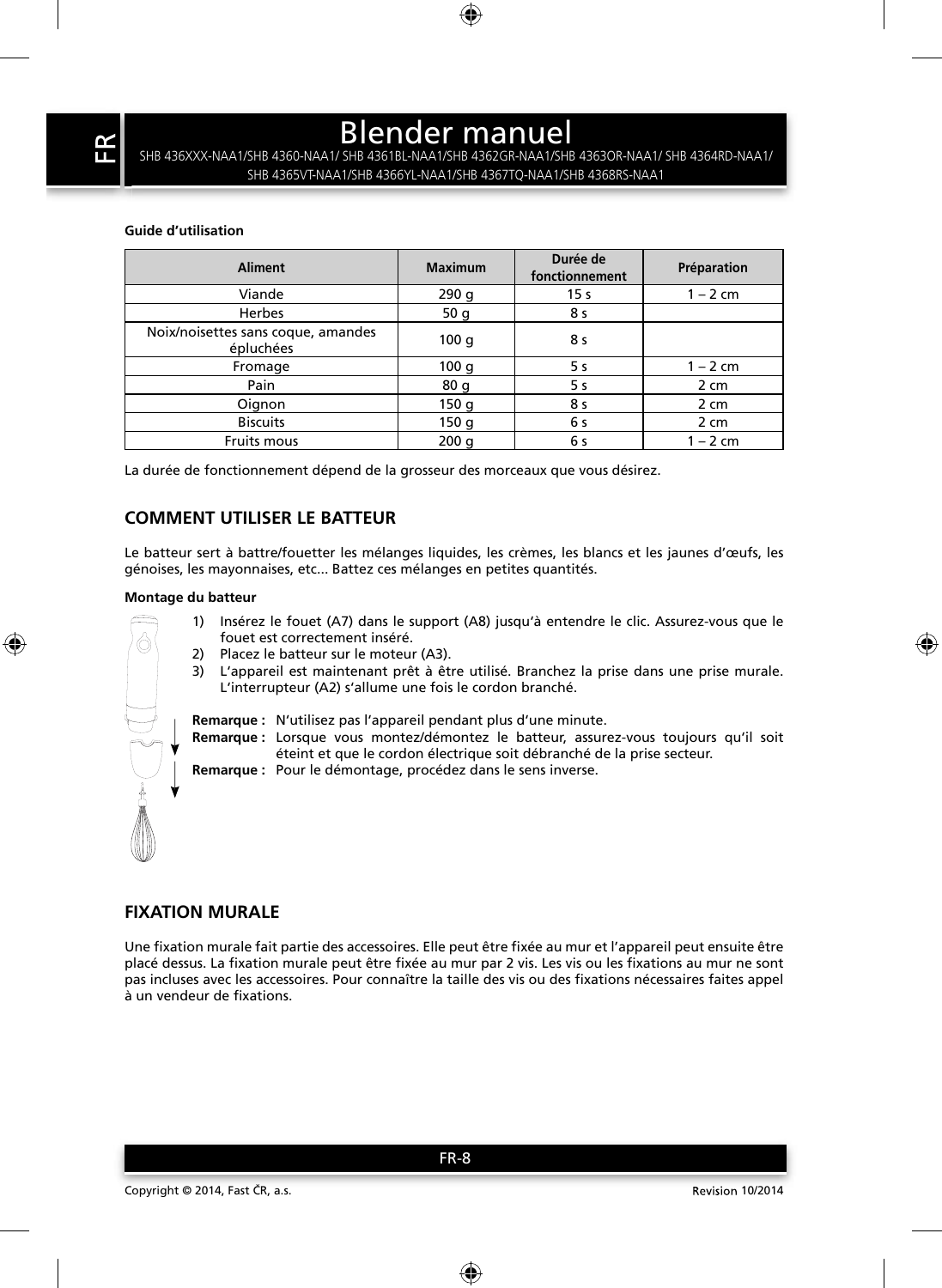# Blender manuel

SHB 436XXX-NAA1/SHB 4360-NAA1/ SHB 4361BL-NAA1/SHB 4362GR-NAA1/SHB 4363OR-NAA1/ SHB 4364RD-NAA1/ SHB 4365VT-NAA1/SHB 4366YL-NAA1/SHB 4367TQ-NAA1/SHB 4368RS-NAA1

**Guide d'utilisation**

| Aliment | Maximum | Durée de fonctionnement | Préparation |
|---|---|---|---|
| Viande | 290 g | 15 s | 1 – 2 cm |
| Herbes | 50 g | 8 s | |
| Noix/noisettes sans coque, amandes épluchées | 100 g | 8 s | |
| Fromage | 100 g | 5 s | 1 – 2 cm |
| Pain | 80 g | 5 s | 2 cm |
| Oignon | 150 g | 8 s | 2 cm |
| Biscuits | 150 g | 6 s | 2 cm |
| Fruits mous | 200 g | 6 s | 1 – 2 cm |

La durée de fonctionnement dépend de la grosseur des morceaux que vous désirez.

## COMMENT UTILISER LE BATTEUR

Le batteur sert à battre/fouetter les mélanges liquides, les crèmes, les blancs et les jaunes d'œufs, les génoises, les mayonnaises, etc... Battez ces mélanges en petites quantités.

**Montage du batteur**

1) Insérez le fouet (A7) dans le support (A8) jusqu'à entendre le clic. Assurez-vous que le fouet est correctement inséré.
2) Placez le batteur sur le moteur (A3).
3) L'appareil est maintenant prêt à être utilisé. Branchez la prise dans une prise murale. L'interrupteur (A2) s'allume une fois le cordon branché.

**Remarque :** N'utilisez pas l'appareil pendant plus d'une minute.
**Remarque :** Lorsque vous montez/démontez le batteur, assurez-vous toujours qu'il soit éteint et que le cordon électrique soit débranché de la prise secteur.
**Remarque :** Pour le démontage, procédez dans le sens inverse.

## FIXATION MURALE

Une fixation murale fait partie des accessoires. Elle peut être fixée au mur et l'appareil peut ensuite être placé dessus. La fixation murale peut être fixée au mur par 2 vis. Les vis ou les fixations au mur ne sont pas incluses avec les accessoires. Pour connaître la taille des vis ou des fixations nécessaires faites appel à un vendeur de fixations.

Copyright © 2014, Fast ČR, a.s. Revision 10/2014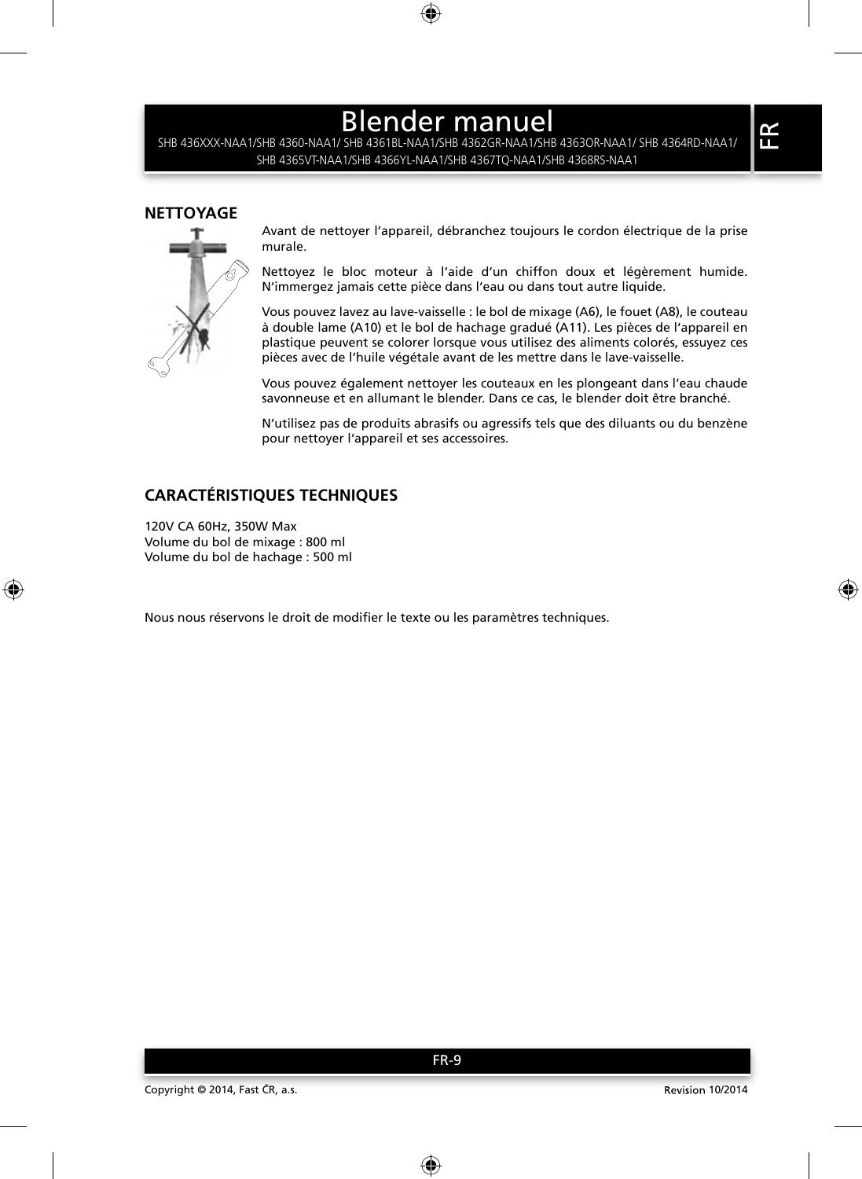# Blender manuel

SHB 436XXX-NAA1/SHB 4360-NAA1/ SHB 4361BL-NAA1/SHB 4362GR-NAA1/SHB 4363OR-NAA1/ SHB 4364RD-NAA1/ SHB 4365VT-NAA1/SHB 4366YL-NAA1/SHB 4367TQ-NAA1/SHB 4368RS-NAA1

## NETTOYAGE

Avant de nettoyer l'appareil, débranchez toujours le cordon électrique de la prise murale.

Nettoyez le bloc moteur à l'aide d'un chiffon doux et légèrement humide. N'immergez jamais cette pièce dans l'eau ou dans tout autre liquide.

Vous pouvez lavez au lave-vaisselle : le bol de mixage (A6), le fouet (A8), le couteau à double lame (A10) et le bol de hachage gradué (A11). Les pièces de l'appareil en plastique peuvent se colorer lorsque vous utilisez des aliments colorés, essuyez ces pièces avec de l'huile végétale avant de les mettre dans le lave-vaisselle.

Vous pouvez également nettoyer les couteaux en les plongeant dans l'eau chaude savonneuse et en allumant le blender. Dans ce cas, le blender doit être branché.

N'utilisez pas de produits abrasifs ou agressifs tels que des diluants ou du benzène pour nettoyer l'appareil et ses accessoires.

## CARACTÉRISTIQUES TECHNIQUES

120V CA 60Hz, 350W Max
Volume du bol de mixage : 800 ml
Volume du bol de hachage : 500 ml

Nous nous réservons le droit de modifier le texte ou les paramètres techniques.

Copyright © 2014, Fast ČR, a.s. Revision 10/2014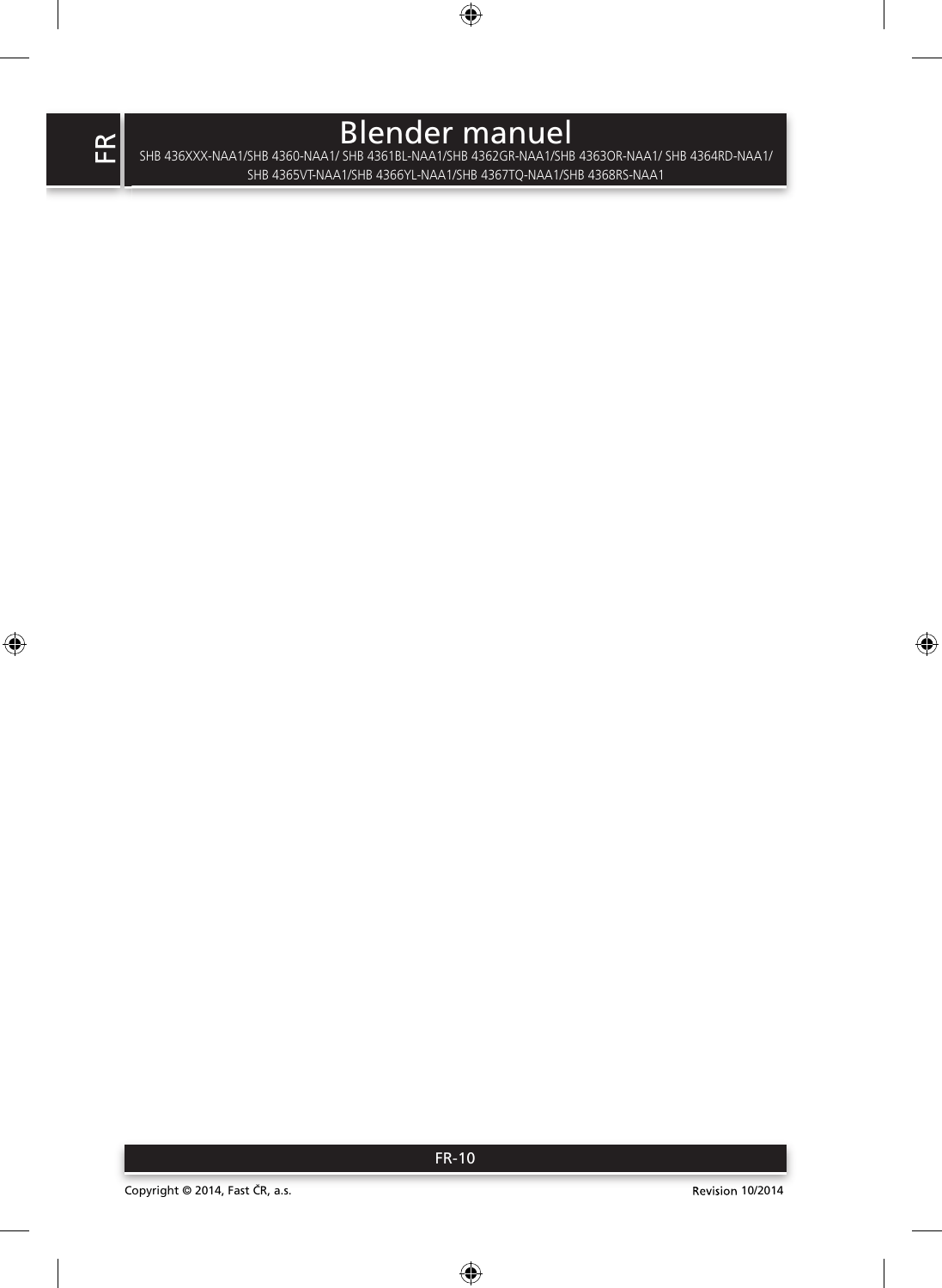# Blender manuel

SHB 436XXX-NAA1/SHB 4360-NAA1/ SHB 4361BL-NAA1/SHB 4362GR-NAA1/SHB 4363OR-NAA1/ SHB 4364RD-NAA1/ SHB 4365VT-NAA1/SHB 4366YL-NAA1/SHB 4367TQ-NAA1/SHB 4368RS-NAA1

Copyright © 2014, Fast ČR, a.s.

Revision 10/2014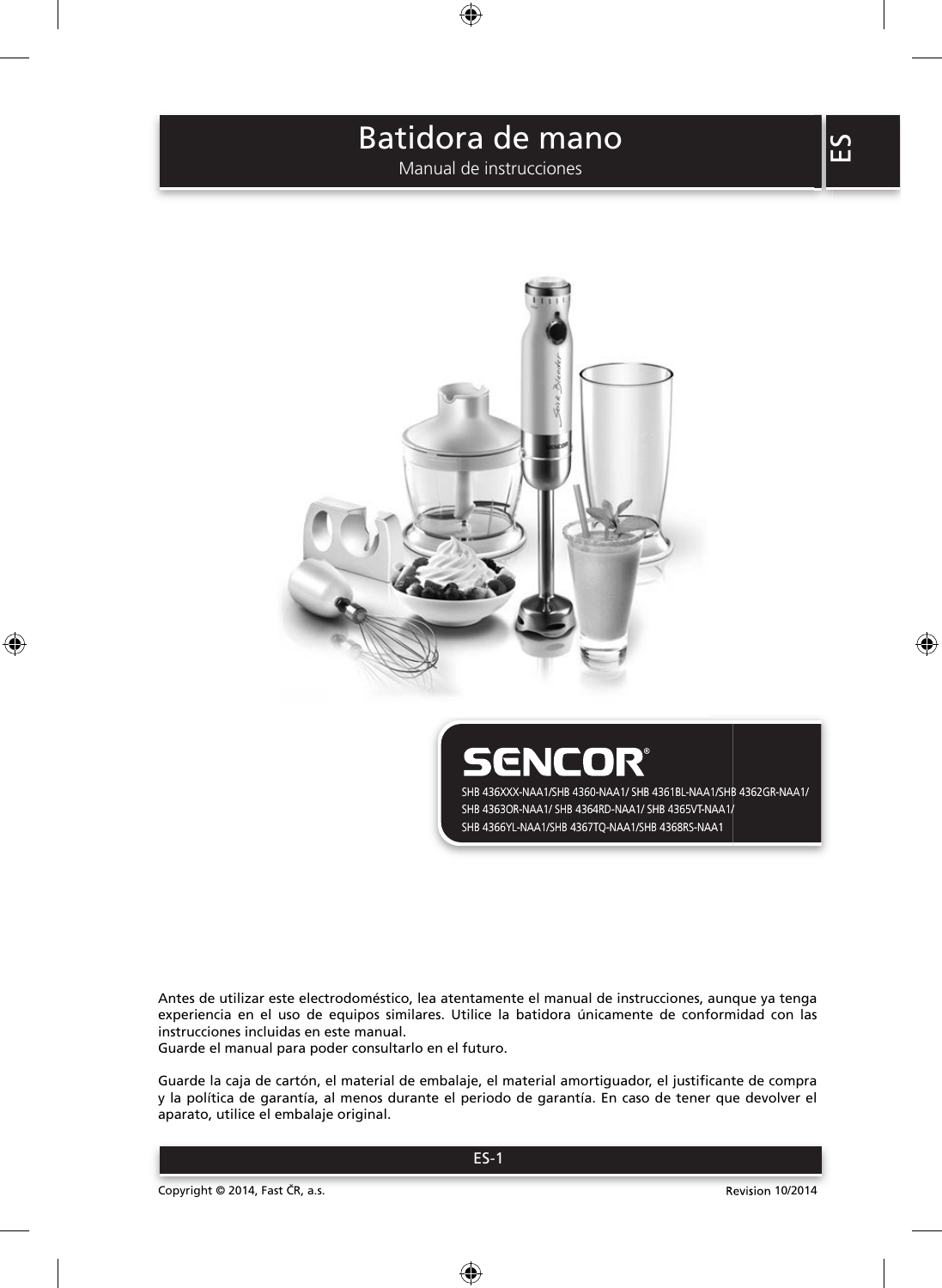# Batidora de mano

Manual de instrucciones

ES

SENCOR®

SHB 436XXX-NAA1/SHB 4360-NAA1/ SHB 4361BL-NAA1/SHB 4362GR-NAA1/ SHB 4363OR-NAA1/ SHB 4364RD-NAA1/ SHB 4365VT-NAA1/ SHB 4366YL-NAA1/SHB 4367TQ-NAA1/SHB 4368RS-NAA1

Antes de utilizar este electrodoméstico, lea atentamente el manual de instrucciones, aunque ya tenga experiencia en el uso de equipos similares. Utilice la batidora únicamente de conformidad con las instrucciones incluidas en este manual.
Guarde el manual para poder consultarlo en el futuro.

Guarde la caja de cartón, el material de embalaje, el material amortiguador, el justificante de compra y la política de garantía, al menos durante el periodo de garantía. En caso de tener que devolver el aparato, utilice el embalaje original.

Copyright © 2014, Fast ČR, a.s. Revision 10/2014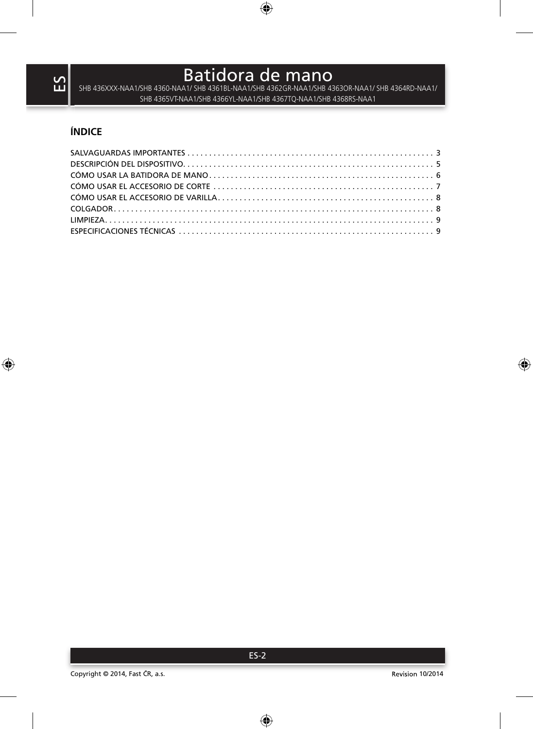# Batidora de mano

SHB 436XXX-NAA1/SHB 4360-NAA1/ SHB 4361BL-NAA1/SHB 4362GR-NAA1/SHB 4363OR-NAA1/ SHB 4364RD-NAA1/ SHB 4365VT-NAA1/SHB 4366YL-NAA1/SHB 4367TQ-NAA1/SHB 4368RS-NAA1

## ÍNDICE

SALVAGUARDAS IMPORTANTES . . . . . . . . . . 3
DESCRIPCIÓN DEL DISPOSITIVO . . . . . . . . . . 5
CÓMO USAR LA BATIDORA DE MANO . . . . . . . . . . 6
CÓMO USAR EL ACCESORIO DE CORTE . . . . . . . . . . 7
CÓMO USAR EL ACCESORIO DE VARILLA . . . . . . . . . . 8
COLGADOR . . . . . . . . . . 8
LIMPIEZA . . . . . . . . . . 9
ESPECIFICACIONES TÉCNICAS . . . . . . . . . . 9

Copyright © 2014, Fast ČR, a.s.

Revision 10/2014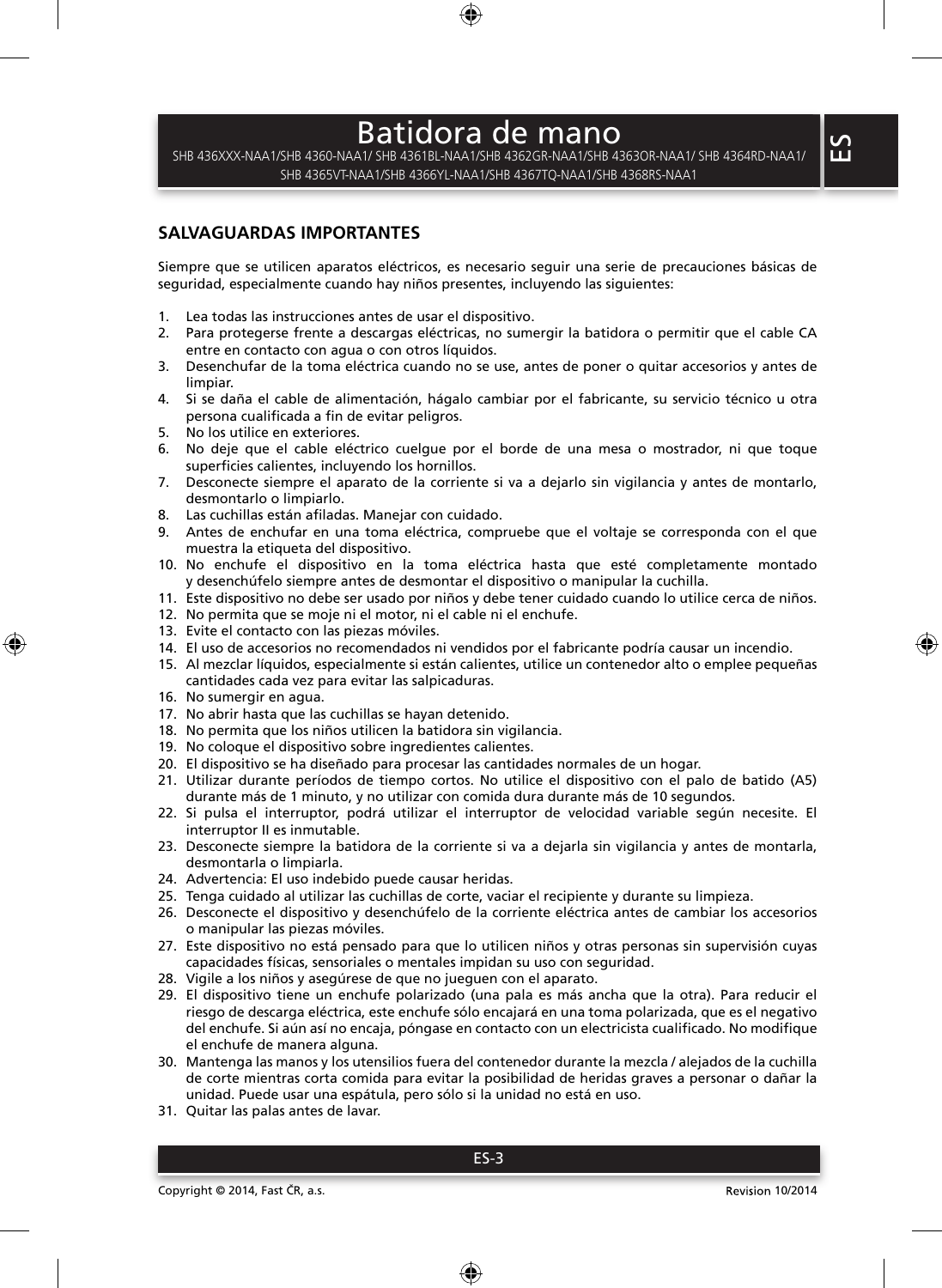# Batidora de mano

SHB 436XXX-NAA1/SHB 4360-NAA1/ SHB 4361BL-NAA1/SHB 4362GR-NAA1/SHB 4363OR-NAA1/ SHB 4364RD-NAA1/ SHB 4365VT-NAA1/SHB 4366YL-NAA1/SHB 4367TQ-NAA1/SHB 4368RS-NAA1

## SALVAGUARDAS IMPORTANTES

Siempre que se utilicen aparatos eléctricos, es necesario seguir una serie de precauciones básicas de seguridad, especialmente cuando hay niños presentes, incluyendo las siguientes:

1. Lea todas las instrucciones antes de usar el dispositivo.
2. Para protegerse frente a descargas eléctricas, no sumergir la batidora o permitir que el cable CA entre en contacto con agua o con otros líquidos.
3. Desenchufar de la toma eléctrica cuando no se use, antes de poner o quitar accesorios y antes de limpiar.
4. Si se daña el cable de alimentación, hágalo cambiar por el fabricante, su servicio técnico u otra persona cualificada a fin de evitar peligros.
5. No los utilice en exteriores.
6. No deje que el cable eléctrico cuelgue por el borde de una mesa o mostrador, ni que toque superficies calientes, incluyendo los hornillos.
7. Desconecte siempre el aparato de la corriente si va a dejarlo sin vigilancia y antes de montarlo, desmontarlo o limpiarlo.
8. Las cuchillas están afiladas. Manejar con cuidado.
9. Antes de enchufar en una toma eléctrica, compruebe que el voltaje se corresponda con el que muestra la etiqueta del dispositivo.
10. No enchufe el dispositivo en la toma eléctrica hasta que esté completamente montado y desenchúfelo siempre antes de desmontar el dispositivo o manipular la cuchilla.
11. Este dispositivo no debe ser usado por niños y debe tener cuidado cuando lo utilice cerca de niños.
12. No permita que se moje ni el motor, ni el cable ni el enchufe.
13. Evite el contacto con las piezas móviles.
14. El uso de accesorios no recomendados ni vendidos por el fabricante podría causar un incendio.
15. Al mezclar líquidos, especialmente si están calientes, utilice un contenedor alto o emplee pequeñas cantidades cada vez para evitar las salpicaduras.
16. No sumergir en agua.
17. No abrir hasta que las cuchillas se hayan detenido.
18. No permita que los niños utilicen la batidora sin vigilancia.
19. No coloque el dispositivo sobre ingredientes calientes.
20. El dispositivo se ha diseñado para procesar las cantidades normales de un hogar.
21. Utilizar durante períodos de tiempo cortos. No utilice el dispositivo con el palo de batido (A5) durante más de 1 minuto, y no utilizar con comida dura durante más de 10 segundos.
22. Si pulsa el interruptor, podrá utilizar el interruptor de velocidad variable según necesite. El interruptor II es inmutable.
23. Desconecte siempre la batidora de la corriente si va a dejarla sin vigilancia y antes de montarla, desmontarla o limpiarla.
24. Advertencia: El uso indebido puede causar heridas.
25. Tenga cuidado al utilizar las cuchillas de corte, vaciar el recipiente y durante su limpieza.
26. Desconecte el dispositivo y desenchúfelo de la corriente eléctrica antes de cambiar los accesorios o manipular las piezas móviles.
27. Este dispositivo no está pensado para que lo utilicen niños y otras personas sin supervisión cuyas capacidades físicas, sensoriales o mentales impidan su uso con seguridad.
28. Vigile a los niños y asegúrese de que no jueguen con el aparato.
29. El dispositivo tiene un enchufe polarizado (una pala es más ancha que la otra). Para reducir el riesgo de descarga eléctrica, este enchufe sólo encajará en una toma polarizada, que es el negativo del enchufe. Si aún así no encaja, póngase en contacto con un electricista cualificado. No modifique el enchufe de manera alguna.
30. Mantenga las manos y los utensilios fuera del contenedor durante la mezcla / alejados de la cuchilla de corte mientras corta comida para evitar la posibilidad de heridas graves a personar o dañar la unidad. Puede usar una espátula, pero sólo si la unidad no está en uso.
31. Quitar las palas antes de lavar.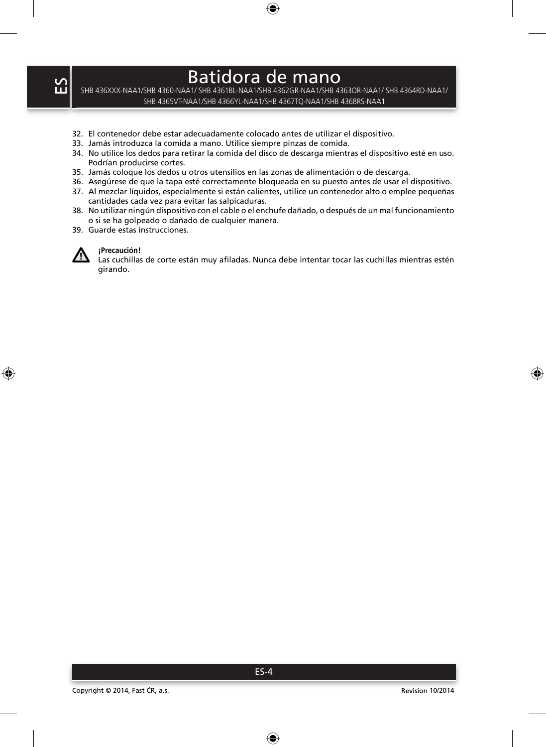# Batidora de mano

SHB 436XXX-NAA1/SHB 4360-NAA1/ SHB 4361BL-NAA1/SHB 4362GR-NAA1/SHB 4363OR-NAA1/ SHB 4364RD-NAA1/ SHB 4365VT-NAA1/SHB 4366YL-NAA1/SHB 4367TQ-NAA1/SHB 4368RS-NAA1

32. El contenedor debe estar adecuadamente colocado antes de utilizar el dispositivo.
33. Jamás introduzca la comida a mano. Utilice siempre pinzas de comida.
34. No utilice los dedos para retirar la comida del disco de descarga mientras el dispositivo esté en uso. Podrían producirse cortes.
35. Jamás coloque los dedos u otros utensilios en las zonas de alimentación o de descarga.
36. Asegúrese de que la tapa esté correctamente bloqueada en su puesto antes de usar el dispositivo.
37. Al mezclar líquidos, especialmente si están calientes, utilice un contenedor alto o emplee pequeñas cantidades cada vez para evitar las salpicaduras.
38. No utilizar ningún dispositivo con el cable o el enchufe dañado, o después de un mal funcionamiento o si se ha golpeado o dañado de cualquier manera.
39. Guarde estas instrucciones.

**¡Precaución!**
Las cuchillas de corte están muy afiladas. Nunca debe intentar tocar las cuchillas mientras estén girando.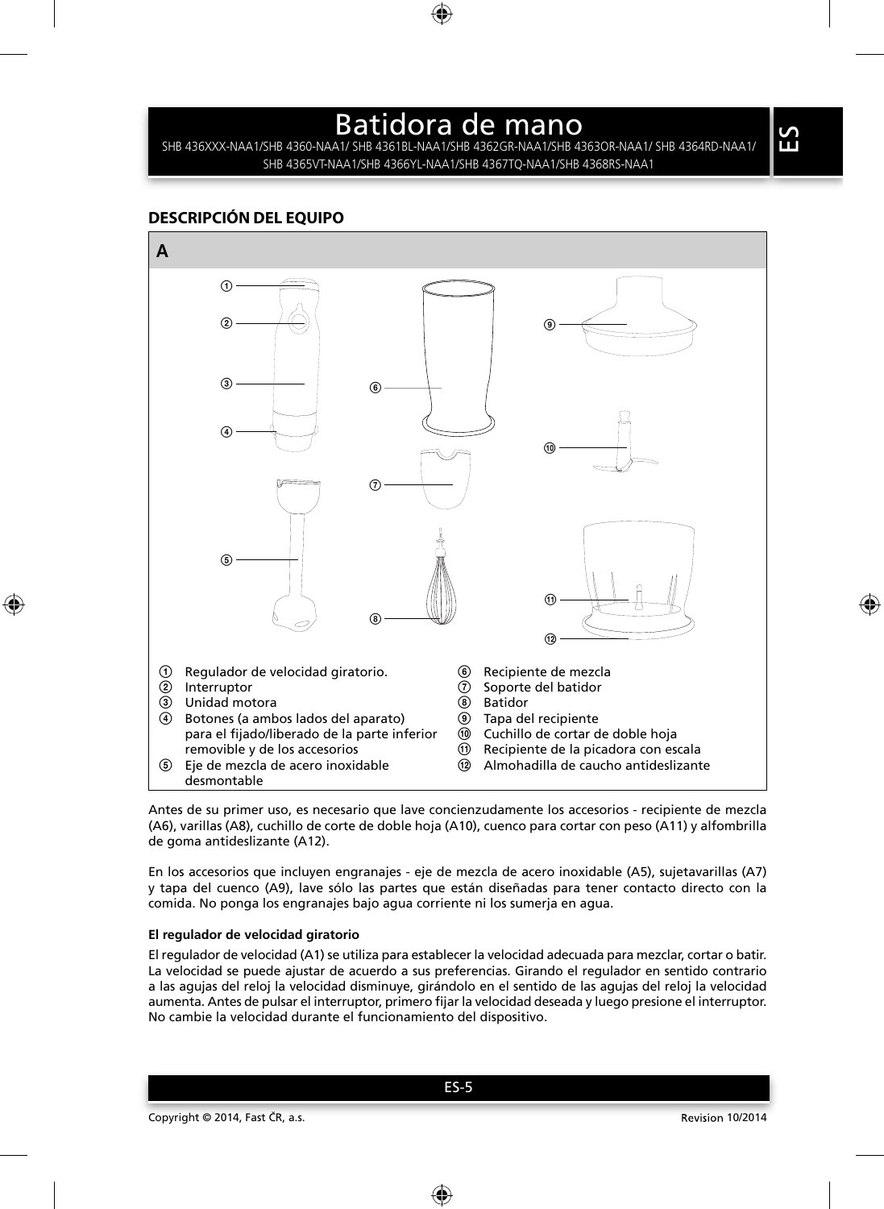# Batidora de mano

SHB 436XXX-NAA1/SHB 4360-NAA1/ SHB 4361BL-NAA1/SHB 4362GR-NAA1/SHB 4363OR-NAA1/ SHB 4364RD-NAA1/ SHB 4365VT-NAA1/SHB 4366YL-NAA1/SHB 4367TQ-NAA1/SHB 4368RS-NAA1

## DESCRIPCIÓN DEL EQUIPO

**A**

1. Regulador de velocidad giratorio.
2. Interruptor
3. Unidad motora
4. Botones (a ambos lados del aparato) para el fijado/liberado de la parte inferior removible y de los accesorios
5. Eje de mezcla de acero inoxidable desmontable
6. Recipiente de mezcla
7. Soporte del batidor
8. Batidor
9. Tapa del recipiente
10. Cuchillo de cortar de doble hoja
11. Recipiente de la picadora con escala
12. Almohadilla de caucho antideslizante

Antes de su primer uso, es necesario que lave concienzudamente los accesorios - recipiente de mezcla (A6), varillas (A8), cuchillo de corte de doble hoja (A10), cuenco para cortar con peso (A11) y alfombrilla de goma antideslizante (A12).

En los accesorios que incluyen engranajes - eje de mezcla de acero inoxidable (A5), sujetavarillas (A7) y tapa del cuenco (A9), lave sólo las partes que están diseñadas para tener contacto directo con la comida. No ponga los engranajes bajo agua corriente ni los sumerja en agua.

#### El regulador de velocidad giratorio

El regulador de velocidad (A1) se utiliza para establecer la velocidad adecuada para mezclar, cortar o batir. La velocidad se puede ajustar de acuerdo a sus preferencias. Girando el regulador en sentido contrario a las agujas del reloj la velocidad disminuye, girándolo en el sentido de las agujas del reloj la velocidad aumenta. Antes de pulsar el interruptor, primero fijar la velocidad deseada y luego presione el interruptor. No cambie la velocidad durante el funcionamiento del dispositivo.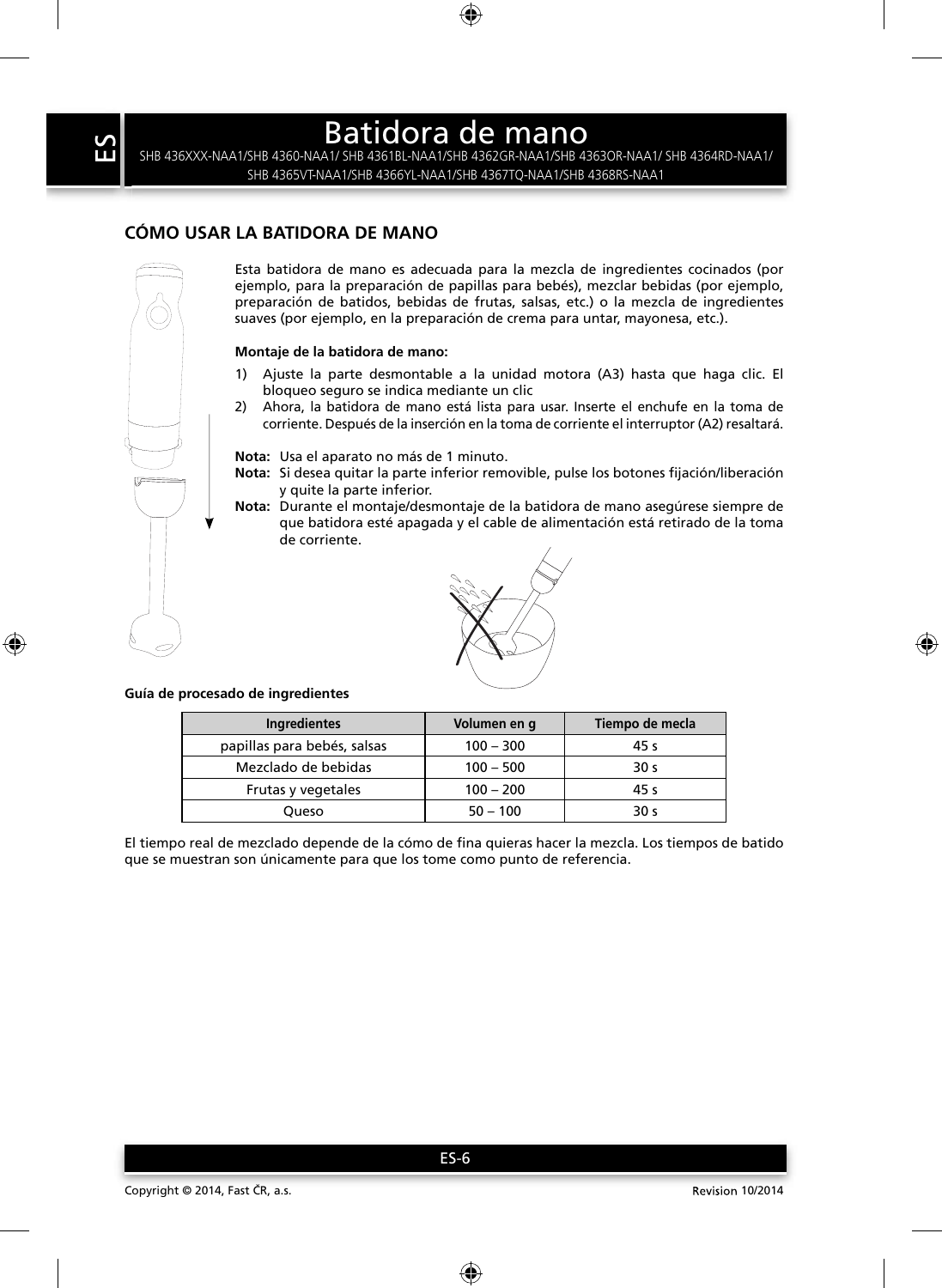# Batidora de mano

SHB 436XXX-NAA1/SHB 4360-NAA1/ SHB 4361BL-NAA1/SHB 4362GR-NAA1/SHB 4363OR-NAA1/ SHB 4364RD-NAA1/ SHB 4365VT-NAA1/SHB 4366YL-NAA1/SHB 4367TQ-NAA1/SHB 4368RS-NAA1

## CÓMO USAR LA BATIDORA DE MANO

Esta batidora de mano es adecuada para la mezcla de ingredientes cocinados (por ejemplo, para la preparación de papillas para bebés), mezclar bebidas (por ejemplo, preparación de batidos, bebidas de frutas, salsas, etc.) o la mezcla de ingredientes suaves (por ejemplo, en la preparación de crema para untar, mayonesa, etc.).

**Montaje de la batidora de mano:**

1) Ajuste la parte desmontable a la unidad motora (A3) hasta que haga clic. El bloqueo seguro se indica mediante un clic
2) Ahora, la batidora de mano está lista para usar. Inserte el enchufe en la toma de corriente. Después de la inserción en la toma de corriente el interruptor (A2) resaltará.

**Nota:** Usa el aparato no más de 1 minuto.
**Nota:** Si desea quitar la parte inferior removible, pulse los botones fijación/liberación y quite la parte inferior.
**Nota:** Durante el montaje/desmontaje de la batidora de mano asegúrese siempre de que batidora esté apagada y el cable de alimentación está retirado de la toma de corriente.

**Guía de procesado de ingredientes**

| Ingredientes | Volumen en g | Tiempo de mecla |
|---|---|---|
| papillas para bebés, salsas | 100 – 300 | 45 s |
| Mezclado de bebidas | 100 – 500 | 30 s |
| Frutas y vegetales | 100 – 200 | 45 s |
| Queso | 50 – 100 | 30 s |

El tiempo real de mezclado depende de la cómo de fina quieras hacer la mezcla. Los tiempos de batido que se muestran son únicamente para que los tome como punto de referencia.

Copyright © 2014, Fast ČR, a.s. Revision 10/2014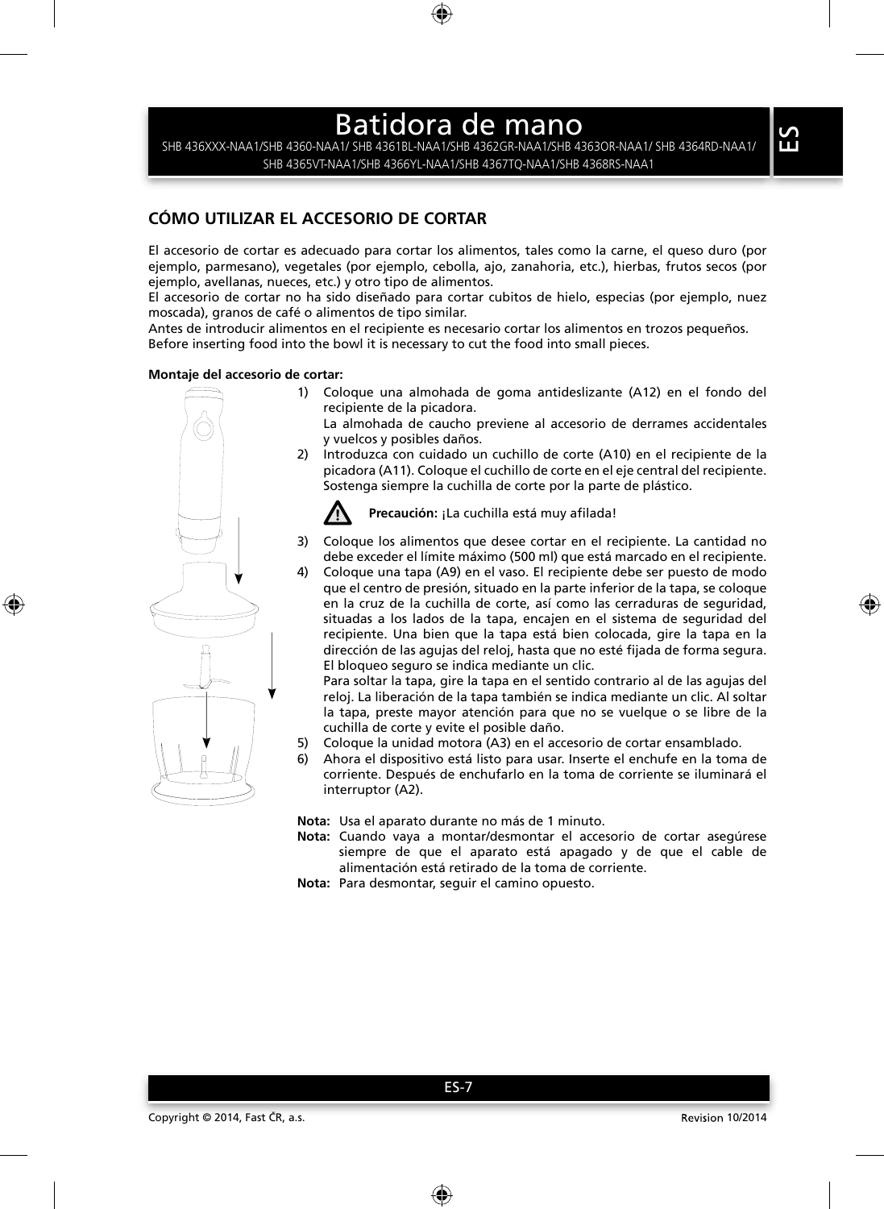# Batidora de mano

SHB 436XXX-NAA1/SHB 4360-NAA1/ SHB 4361BL-NAA1/SHB 4362GR-NAA1/SHB 4363OR-NAA1/ SHB 4364RD-NAA1/ SHB 4365VT-NAA1/SHB 4366YL-NAA1/SHB 4367TQ-NAA1/SHB 4368RS-NAA1

## CÓMO UTILIZAR EL ACCESORIO DE CORTAR

El accesorio de cortar es adecuado para cortar los alimentos, tales como la carne, el queso duro (por ejemplo, parmesano), vegetales (por ejemplo, cebolla, ajo, zanahoria, etc.), hierbas, frutos secos (por ejemplo, avellanas, nueces, etc.) y otro tipo de alimentos.
El accesorio de cortar no ha sido diseñado para cortar cubitos de hielo, especias (por ejemplo, nuez moscada), granos de café o alimentos de tipo similar.
Antes de introducir alimentos en el recipiente es necesario cortar los alimentos en trozos pequeños.
Before inserting food into the bowl it is necessary to cut the food into small pieces.

**Montaje del accesorio de cortar:**

1) Coloque una almohada de goma antideslizante (A12) en el fondo del recipiente de la picadora.
   La almohada de caucho previene al accesorio de derrames accidentales y vuelcos y posibles daños.
2) Introduzca con cuidado un cuchillo de corte (A10) en el recipiente de la picadora (A11). Coloque el cuchillo de corte en el eje central del recipiente. Sostenga siempre la cuchilla de corte por la parte de plástico.

   **Precaución:** ¡La cuchilla está muy afilada!

3) Coloque los alimentos que desee cortar en el recipiente. La cantidad no debe exceder el límite máximo (500 ml) que está marcado en el recipiente.
4) Coloque una tapa (A9) en el vaso. El recipiente debe ser puesto de modo que el centro de presión, situado en la parte inferior de la tapa, se coloque en la cruz de la cuchilla de corte, así como las cerraduras de seguridad, situadas a los lados de la tapa, encajen en el sistema de seguridad del recipiente. Una bien que la tapa está bien colocada, gire la tapa en la dirección de las agujas del reloj, hasta que no esté fijada de forma segura. El bloqueo seguro se indica mediante un clic.
   Para soltar la tapa, gire la tapa en el sentido contrario al de las agujas del reloj. La liberación de la tapa también se indica mediante un clic. Al soltar la tapa, preste mayor atención para que no se vuelque o se libre de la cuchilla de corte y evite el posible daño.
5) Coloque la unidad motora (A3) en el accesorio de cortar ensamblado.
6) Ahora el dispositivo está listo para usar. Inserte el enchufe en la toma de corriente. Después de enchufarlo en la toma de corriente se iluminará el interruptor (A2).

**Nota:** Usa el aparato durante no más de 1 minuto.
**Nota:** Cuando vaya a montar/desmontar el accesorio de cortar asegúrese siempre de que el aparato está apagado y de que el cable de alimentación está retirado de la toma de corriente.
**Nota:** Para desmontar, seguir el camino opuesto.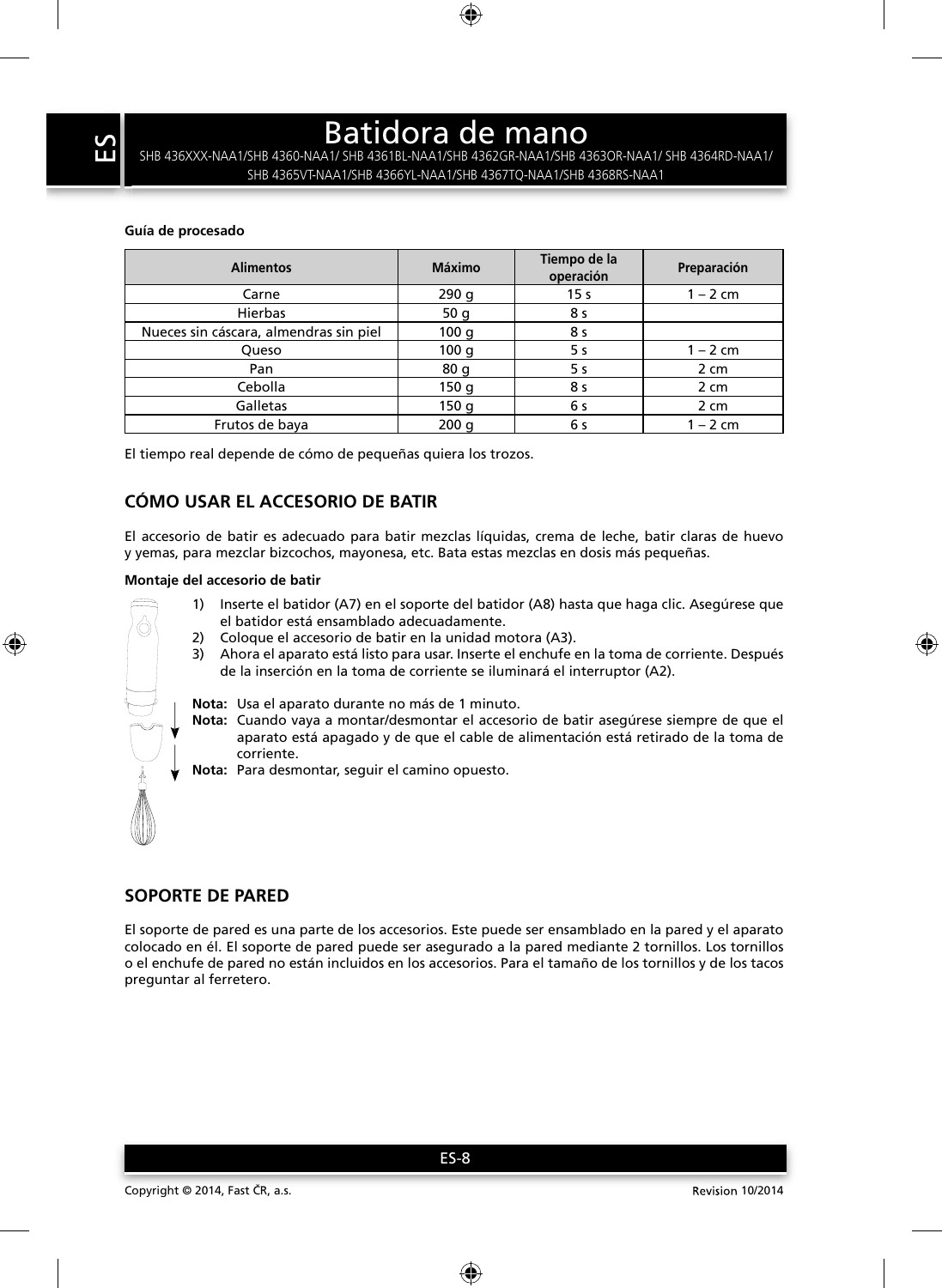# Batidora de mano

SHB 436XXX-NAA1/SHB 4360-NAA1/ SHB 4361BL-NAA1/SHB 4362GR-NAA1/SHB 4363OR-NAA1/ SHB 4364RD-NAA1/ SHB 4365VT-NAA1/SHB 4366YL-NAA1/SHB 4367TQ-NAA1/SHB 4368RS-NAA1

**Guía de procesado**

| Alimentos | Máximo | Tiempo de la operación | Preparación |
|---|---|---|---|
| Carne | 290 g | 15 s | 1 – 2 cm |
| Hierbas | 50 g | 8 s | |
| Nueces sin cáscara, almendras sin piel | 100 g | 8 s | |
| Queso | 100 g | 5 s | 1 – 2 cm |
| Pan | 80 g | 5 s | 2 cm |
| Cebolla | 150 g | 8 s | 2 cm |
| Galletas | 150 g | 6 s | 2 cm |
| Frutos de baya | 200 g | 6 s | 1 – 2 cm |

El tiempo real depende de cómo de pequeñas quiera los trozos.

## CÓMO USAR EL ACCESORIO DE BATIR

El accesorio de batir es adecuado para batir mezclas líquidas, crema de leche, batir claras de huevo y yemas, para mezclar bizcochos, mayonesa, etc. Bata estas mezclas en dosis más pequeñas.

**Montaje del accesorio de batir**

1) Inserte el batidor (A7) en el soporte del batidor (A8) hasta que haga clic. Asegúrese que el batidor está ensamblado adecuadamente.
2) Coloque el accesorio de batir en la unidad motora (A3).
3) Ahora el aparato está listo para usar. Inserte el enchufe en la toma de corriente. Después de la inserción en la toma de corriente se iluminará el interruptor (A2).

**Nota:** Usa el aparato durante no más de 1 minuto.

**Nota:** Cuando vaya a montar/desmontar el accesorio de batir asegúrese siempre de que el aparato está apagado y de que el cable de alimentación está retirado de la toma de corriente.

**Nota:** Para desmontar, seguir el camino opuesto.

## SOPORTE DE PARED

El soporte de pared es una parte de los accesorios. Este puede ser ensamblado en la pared y el aparato colocado en él. El soporte de pared puede ser asegurado a la pared mediante 2 tornillos. Los tornillos o el enchufe de pared no están incluidos en los accesorios. Para el tamaño de los tornillos y de los tacos preguntar al ferretero.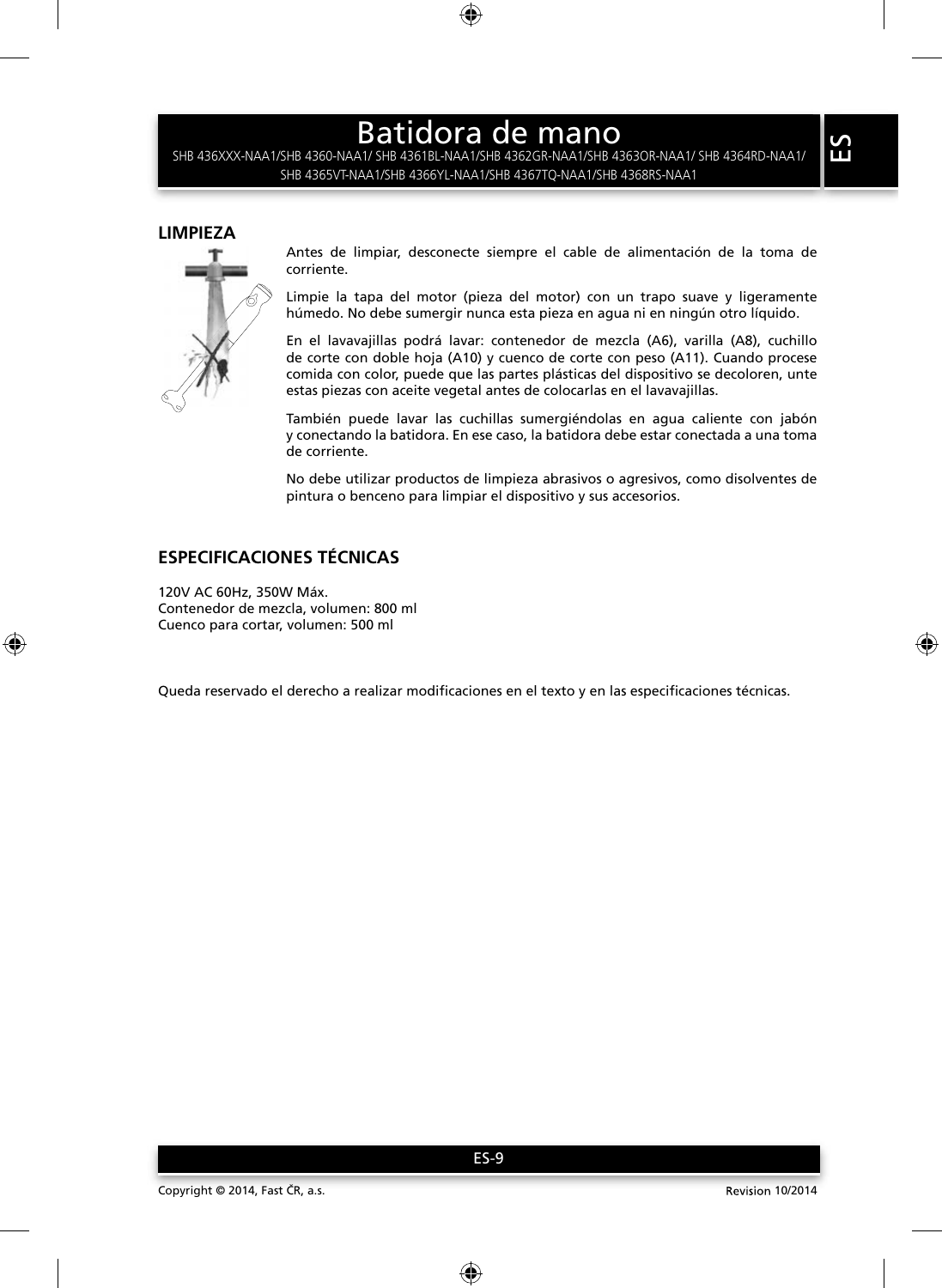## LIMPIEZA

Antes de limpiar, desconecte siempre el cable de alimentación de la toma de corriente.

Limpie la tapa del motor (pieza del motor) con un trapo suave y ligeramente húmedo. No debe sumergir nunca esta pieza en agua ni en ningún otro líquido.

En el lavavajillas podrá lavar: contenedor de mezcla (A6), varilla (A8), cuchillo de corte con doble hoja (A10) y cuenco de corte con peso (A11). Cuando procese comida con color, puede que las partes plásticas del dispositivo se decoloren, unte estas piezas con aceite vegetal antes de colocarlas en el lavavajillas.

También puede lavar las cuchillas sumergiéndolas en agua caliente con jabón y conectando la batidora. En ese caso, la batidora debe estar conectada a una toma de corriente.

No debe utilizar productos de limpieza abrasivos o agresivos, como disolventes de pintura o benceno para limpiar el dispositivo y sus accesorios.

## ESPECIFICACIONES TÉCNICAS

120V AC 60Hz, 350W Máx.
Contenedor de mezcla, volumen: 800 ml
Cuenco para cortar, volumen: 500 ml

Queda reservado el derecho a realizar modificaciones en el texto y en las especificaciones técnicas.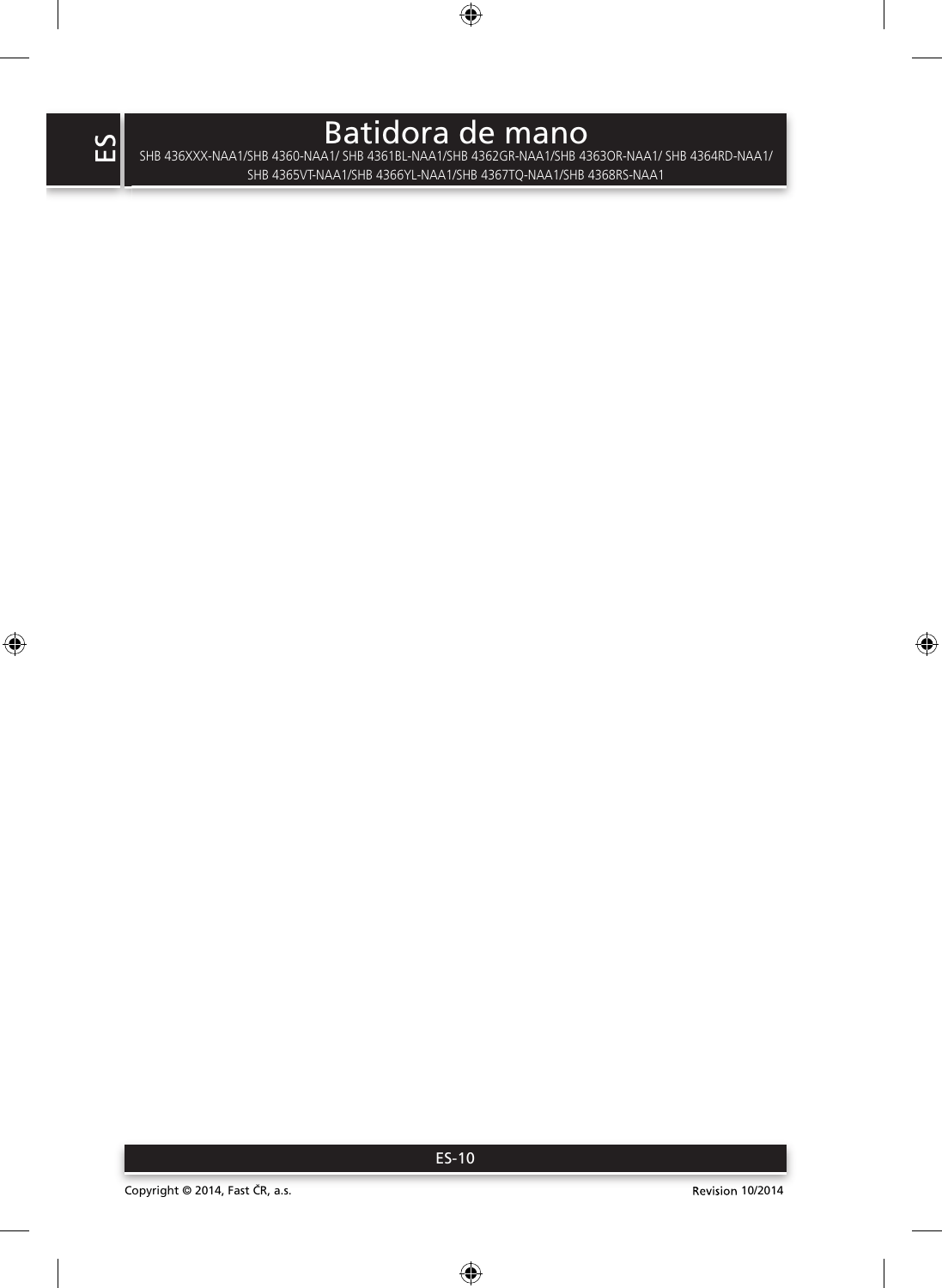# Batidora de mano

SHB 436XXX-NAA1/SHB 4360-NAA1/ SHB 4361BL-NAA1/SHB 4362GR-NAA1/SHB 4363OR-NAA1/ SHB 4364RD-NAA1/ SHB 4365VT-NAA1/SHB 4366YL-NAA1/SHB 4367TQ-NAA1/SHB 4368RS-NAA1

Copyright © 2014, Fast ČR, a.s.

Revision 10/2014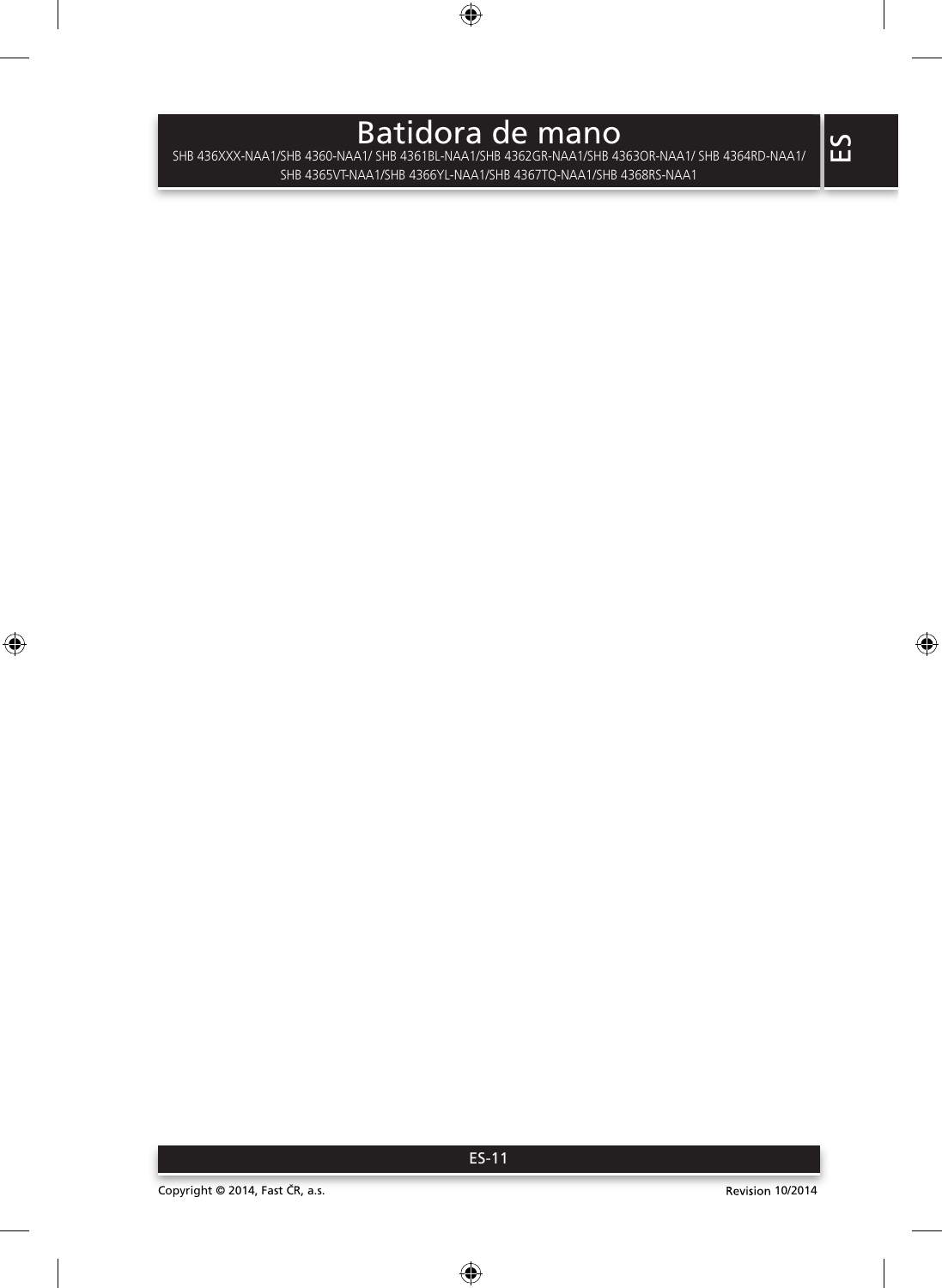# Batidora de mano

SHB 436XXX-NAA1/SHB 4360-NAA1/ SHB 4361BL-NAA1/SHB 4362GR-NAA1/SHB 4363OR-NAA1/ SHB 4364RD-NAA1/ SHB 4365VT-NAA1/SHB 4366YL-NAA1/SHB 4367TQ-NAA1/SHB 4368RS-NAA1

ES

Copyright © 2014, Fast ČR, a.s.

Revision 10/2014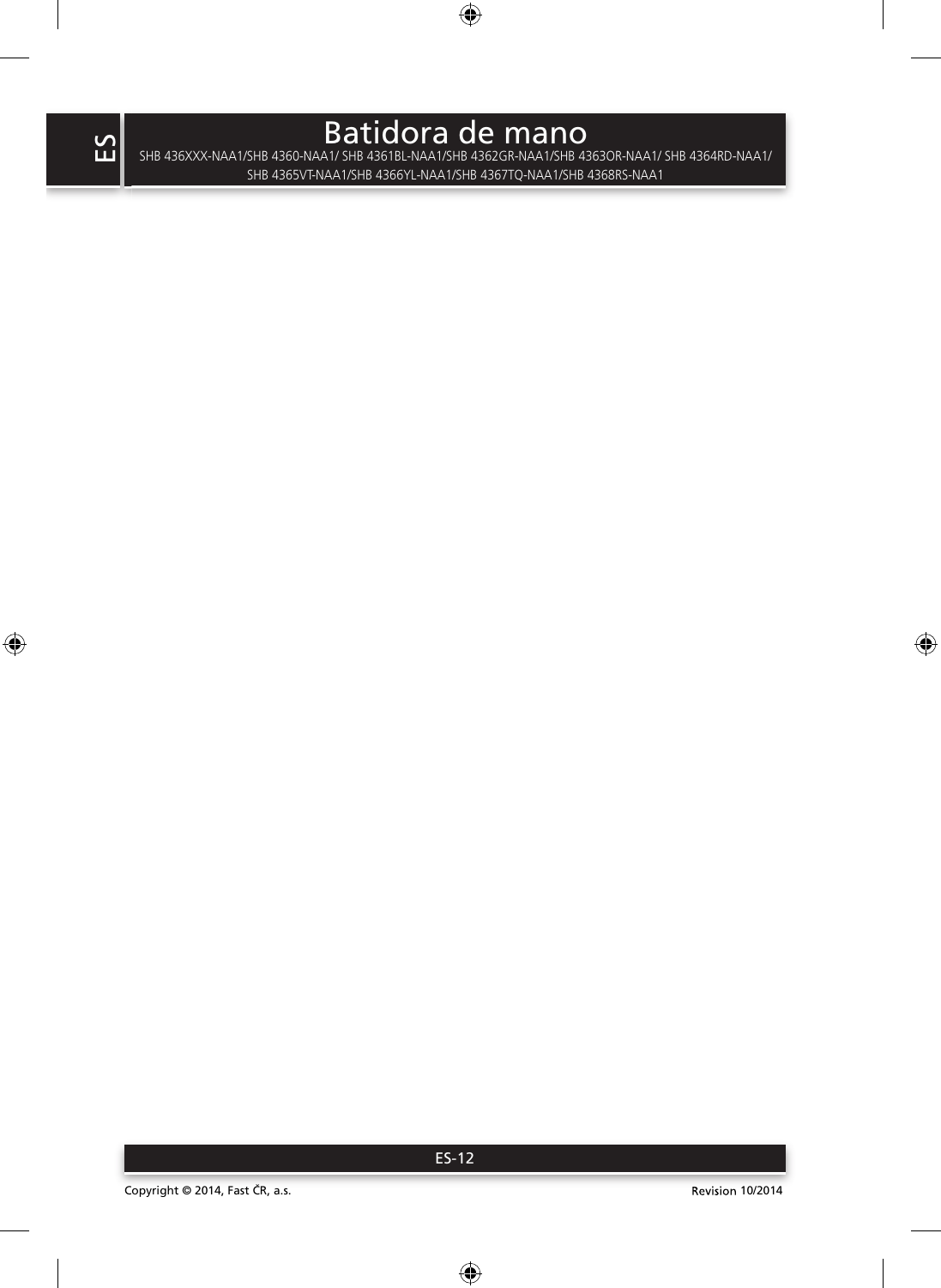# Batidora de mano

SHB 436XXX-NAA1/SHB 4360-NAA1/ SHB 4361BL-NAA1/SHB 4362GR-NAA1/SHB 4363OR-NAA1/ SHB 4364RD-NAA1/ SHB 4365VT-NAA1/SHB 4366YL-NAA1/SHB 4367TQ-NAA1/SHB 4368RS-NAA1

Copyright © 2014, Fast ČR, a.s.

Revision 10/2014